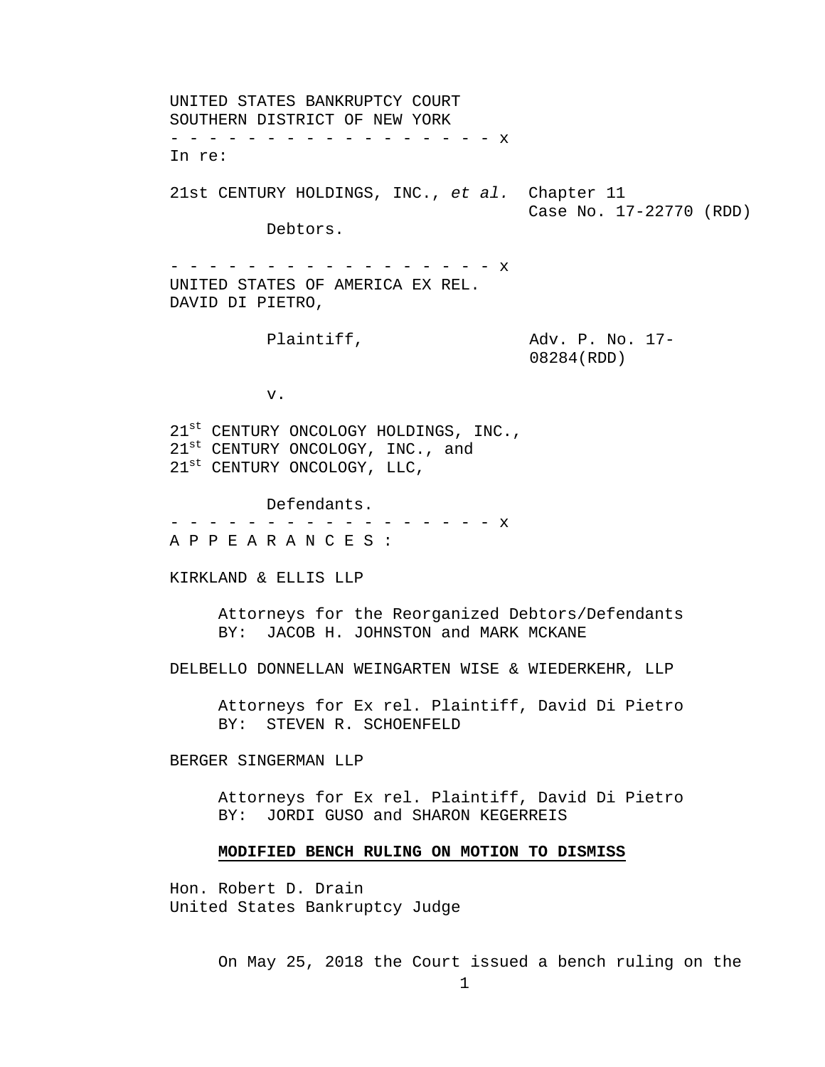UNITED STATES BANKRUPTCY COURT
SOUTHERN DISTRICT OF NEW YORK
- - - - - - - - - - - - - - - - - - x
In re:

21st CENTURY HOLDINGS, INC., *et al.* Chapter 11
Case No. 17-22770 (RDD)

Debtors.

- - - - - - - - - - - - - - - - - - x
UNITED STATES OF AMERICA EX REL.
DAVID DI PIETRO,

Plaintiff, Adv. P. No. 17-08284(RDD)

v.

21st CENTURY ONCOLOGY HOLDINGS, INC.,
21st CENTURY ONCOLOGY, INC., and
21st CENTURY ONCOLOGY, LLC,

Defendants.
- - - - - - - - - - - - - - - - - - x
A P P E A R A N C E S :

KIRKLAND & ELLIS LLP

Attorneys for the Reorganized Debtors/Defendants
BY: JACOB H. JOHNSTON and MARK MCKANE

DELBELLO DONNELLAN WEINGARTEN WISE & WIEDERKEHR, LLP

Attorneys for Ex rel. Plaintiff, David Di Pietro
BY: STEVEN R. SCHOENFELD

BERGER SINGERMAN LLP

Attorneys for Ex rel. Plaintiff, David Di Pietro
BY: JORDI GUSO and SHARON KEGERREIS

**MODIFIED BENCH RULING ON MOTION TO DISMISS**

Hon. Robert D. Drain
United States Bankruptcy Judge

On May 25, 2018 the Court issued a bench ruling on the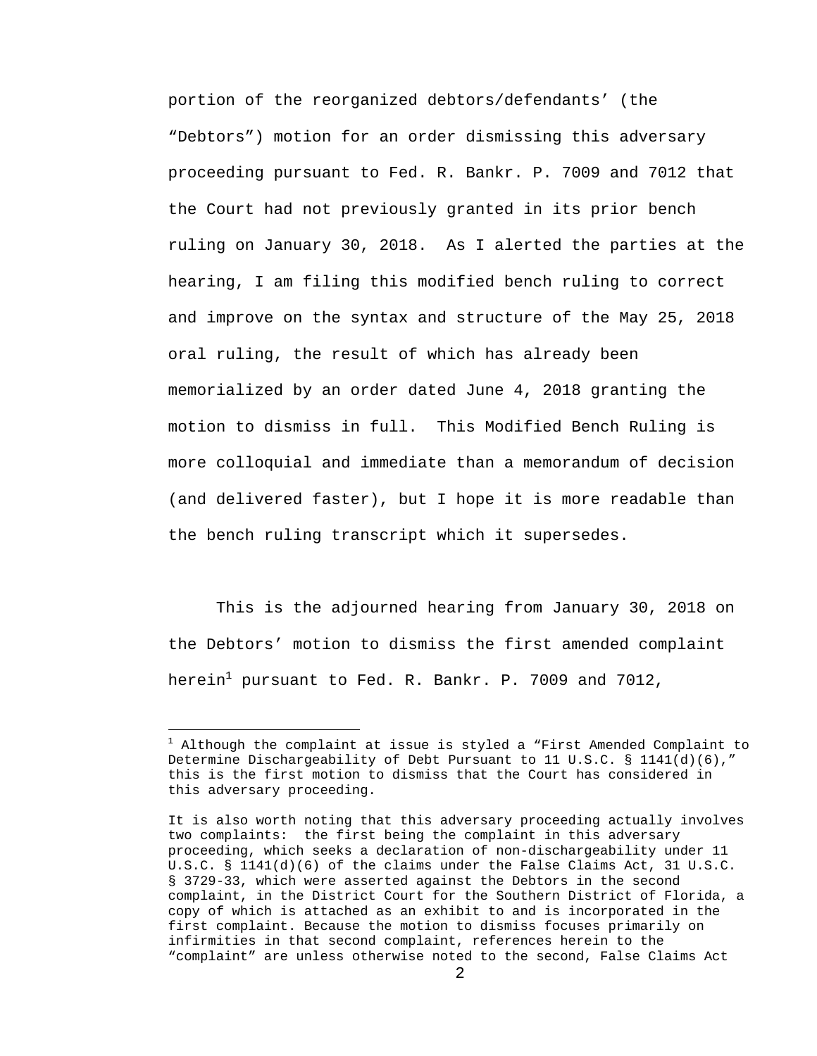portion of the reorganized debtors/defendants' (the "Debtors") motion for an order dismissing this adversary proceeding pursuant to Fed. R. Bankr. P. 7009 and 7012 that the Court had not previously granted in its prior bench ruling on January 30, 2018. As I alerted the parties at the hearing, I am filing this modified bench ruling to correct and improve on the syntax and structure of the May 25, 2018 oral ruling, the result of which has already been memorialized by an order dated June 4, 2018 granting the motion to dismiss in full. This Modified Bench Ruling is more colloquial and immediate than a memorandum of decision (and delivered faster), but I hope it is more readable than the bench ruling transcript which it supersedes.

This is the adjourned hearing from January 30, 2018 on the Debtors' motion to dismiss the first amended complaint herein[1] pursuant to Fed. R. Bankr. P. 7009 and 7012,

---

[1] Although the complaint at issue is styled a "First Amended Complaint to Determine Dischargeability of Debt Pursuant to 11 U.S.C. § 1141(d)(6)," this is the first motion to dismiss that the Court has considered in this adversary proceeding.

It is also worth noting that this adversary proceeding actually involves two complaints: the first being the complaint in this adversary proceeding, which seeks a declaration of non-dischargeability under 11 U.S.C. § 1141(d)(6) of the claims under the False Claims Act, 31 U.S.C. § 3729-33, which were asserted against the Debtors in the second complaint, in the District Court for the Southern District of Florida, a copy of which is attached as an exhibit to and is incorporated in the first complaint. Because the motion to dismiss focuses primarily on infirmities in that second complaint, references herein to the "complaint" are unless otherwise noted to the second, False Claims Act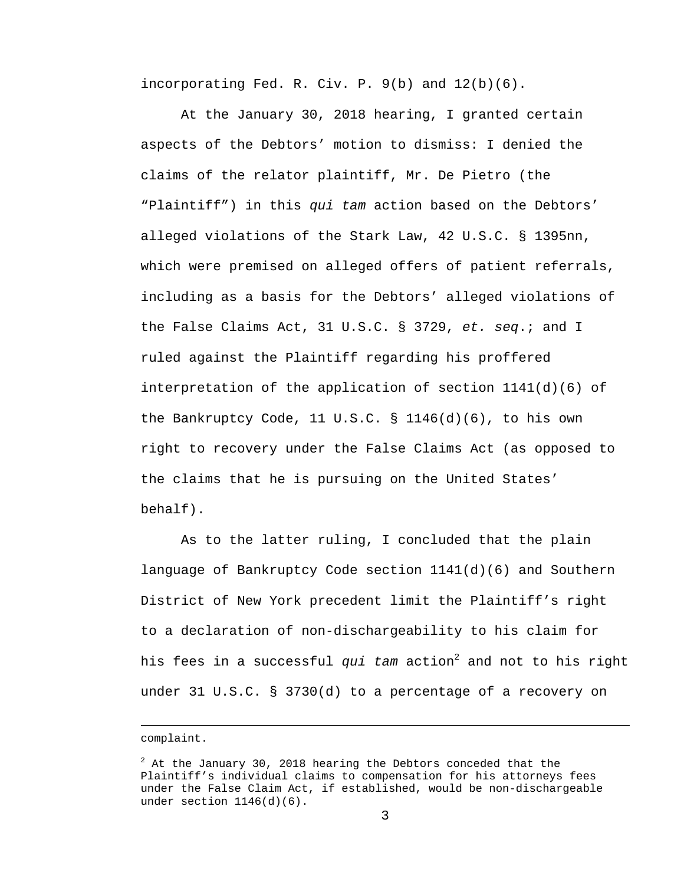incorporating Fed. R. Civ. P. 9(b) and 12(b)(6).

At the January 30, 2018 hearing, I granted certain aspects of the Debtors' motion to dismiss: I denied the claims of the relator plaintiff, Mr. De Pietro (the "Plaintiff") in this *qui tam* action based on the Debtors' alleged violations of the Stark Law, 42 U.S.C. § 1395nn, which were premised on alleged offers of patient referrals, including as a basis for the Debtors' alleged violations of the False Claims Act, 31 U.S.C. § 3729, *et. seq*.; and I ruled against the Plaintiff regarding his proffered interpretation of the application of section 1141(d)(6) of the Bankruptcy Code, 11 U.S.C. § 1146(d)(6), to his own right to recovery under the False Claims Act (as opposed to the claims that he is pursuing on the United States' behalf).

As to the latter ruling, I concluded that the plain language of Bankruptcy Code section 1141(d)(6) and Southern District of New York precedent limit the Plaintiff's right to a declaration of non-dischargeability to his claim for his fees in a successful *qui tam* action[2] and not to his right under 31 U.S.C. § 3730(d) to a percentage of a recovery on

---

complaint.

[2] At the January 30, 2018 hearing the Debtors conceded that the Plaintiff's individual claims to compensation for his attorneys fees under the False Claim Act, if established, would be non-dischargeable under section 1146(d)(6).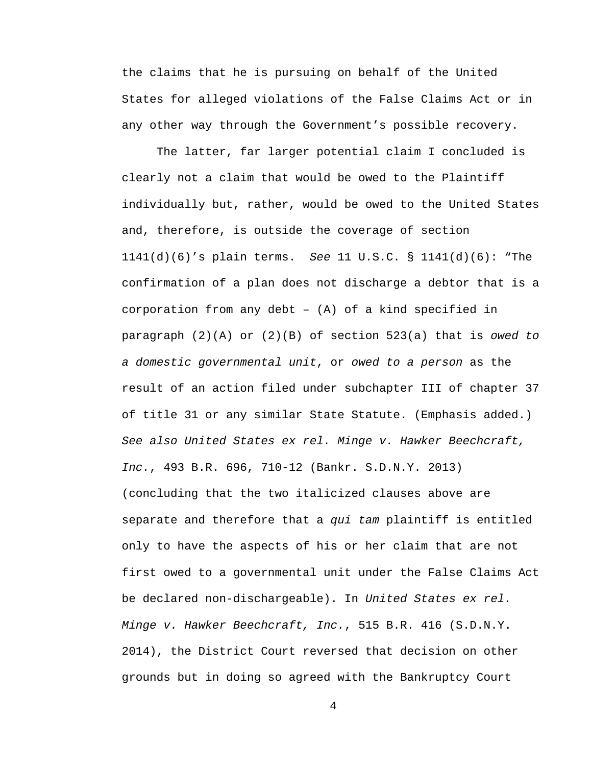the claims that he is pursuing on behalf of the United States for alleged violations of the False Claims Act or in any other way through the Government's possible recovery.

The latter, far larger potential claim I concluded is clearly not a claim that would be owed to the Plaintiff individually but, rather, would be owed to the United States and, therefore, is outside the coverage of section 1141(d)(6)'s plain terms. *See* 11 U.S.C. § 1141(d)(6): "The confirmation of a plan does not discharge a debtor that is a corporation from any debt – (A) of a kind specified in paragraph (2)(A) or (2)(B) of section 523(a) that is *owed to a domestic governmental unit*, or *owed to a person* as the result of an action filed under subchapter III of chapter 37 of title 31 or any similar State Statute. (Emphasis added.) *See also United States ex rel. Minge v. Hawker Beechcraft, Inc.*, 493 B.R. 696, 710-12 (Bankr. S.D.N.Y. 2013) (concluding that the two italicized clauses above are separate and therefore that a *qui tam* plaintiff is entitled only to have the aspects of his or her claim that are not first owed to a governmental unit under the False Claims Act be declared non-dischargeable). In *United States ex rel. Minge v. Hawker Beechcraft, Inc.*, 515 B.R. 416 (S.D.N.Y. 2014), the District Court reversed that decision on other grounds but in doing so agreed with the Bankruptcy Court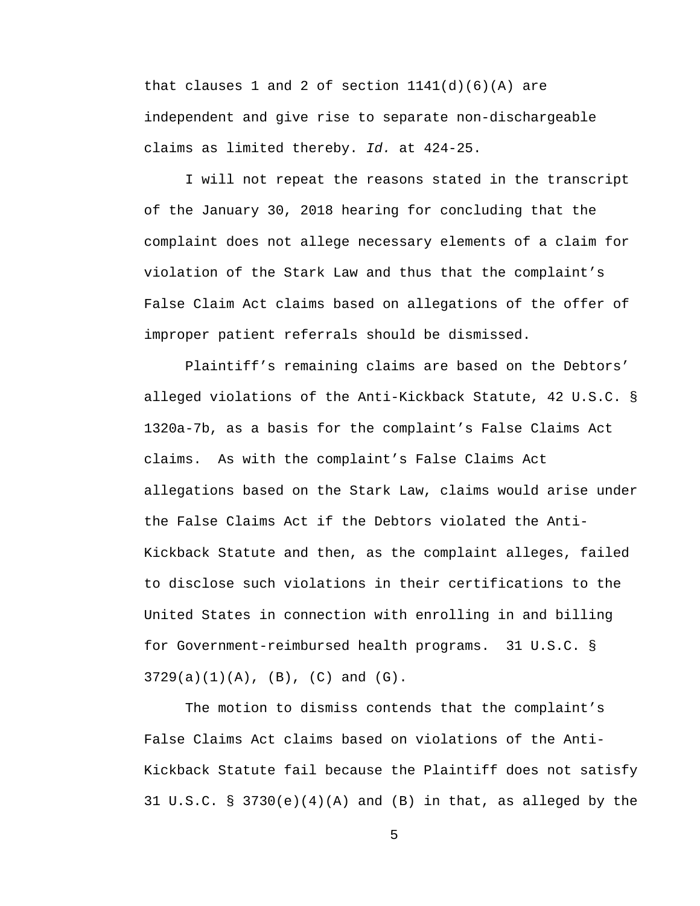that clauses 1 and 2 of section 1141(d)(6)(A) are independent and give rise to separate non-dischargeable claims as limited thereby. *Id.* at 424-25.

I will not repeat the reasons stated in the transcript of the January 30, 2018 hearing for concluding that the complaint does not allege necessary elements of a claim for violation of the Stark Law and thus that the complaint's False Claim Act claims based on allegations of the offer of improper patient referrals should be dismissed.

Plaintiff's remaining claims are based on the Debtors' alleged violations of the Anti-Kickback Statute, 42 U.S.C. § 1320a-7b, as a basis for the complaint's False Claims Act claims. As with the complaint's False Claims Act allegations based on the Stark Law, claims would arise under the False Claims Act if the Debtors violated the Anti-Kickback Statute and then, as the complaint alleges, failed to disclose such violations in their certifications to the United States in connection with enrolling in and billing for Government-reimbursed health programs. 31 U.S.C. § 3729(a)(1)(A), (B), (C) and (G).

The motion to dismiss contends that the complaint's False Claims Act claims based on violations of the Anti-Kickback Statute fail because the Plaintiff does not satisfy 31 U.S.C. § 3730(e)(4)(A) and (B) in that, as alleged by the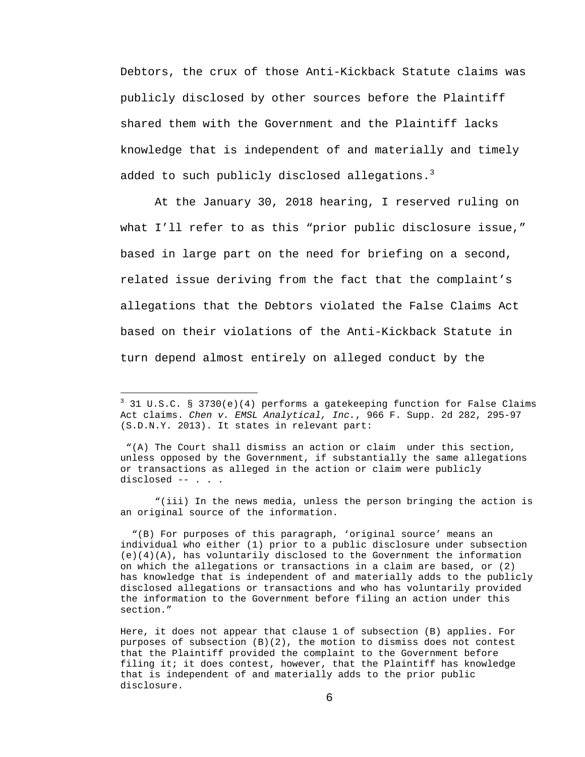Debtors, the crux of those Anti-Kickback Statute claims was publicly disclosed by other sources before the Plaintiff shared them with the Government and the Plaintiff lacks knowledge that is independent of and materially and timely added to such publicly disclosed allegations.[3]

At the January 30, 2018 hearing, I reserved ruling on what I'll refer to as this "prior public disclosure issue," based in large part on the need for briefing on a second, related issue deriving from the fact that the complaint's allegations that the Debtors violated the False Claims Act based on their violations of the Anti-Kickback Statute in turn depend almost entirely on alleged conduct by the

---

[3] 31 U.S.C. § 3730(e)(4) performs a gatekeeping function for False Claims Act claims. *Chen v. EMSL Analytical, Inc.*, 966 F. Supp. 2d 282, 295-97 (S.D.N.Y. 2013). It states in relevant part:

"(A) The Court shall dismiss an action or claim under this section, unless opposed by the Government, if substantially the same allegations or transactions as alleged in the action or claim were publicly disclosed -- . . .

"(iii) In the news media, unless the person bringing the action is an original source of the information.

"(B) For purposes of this paragraph, 'original source' means an individual who either (1) prior to a public disclosure under subsection (e)(4)(A), has voluntarily disclosed to the Government the information on which the allegations or transactions in a claim are based, or (2) has knowledge that is independent of and materially adds to the publicly disclosed allegations or transactions and who has voluntarily provided the information to the Government before filing an action under this section."

Here, it does not appear that clause 1 of subsection (B) applies. For purposes of subsection (B)(2), the motion to dismiss does not contest that the Plaintiff provided the complaint to the Government before filing it; it does contest, however, that the Plaintiff has knowledge that is independent of and materially adds to the prior public disclosure.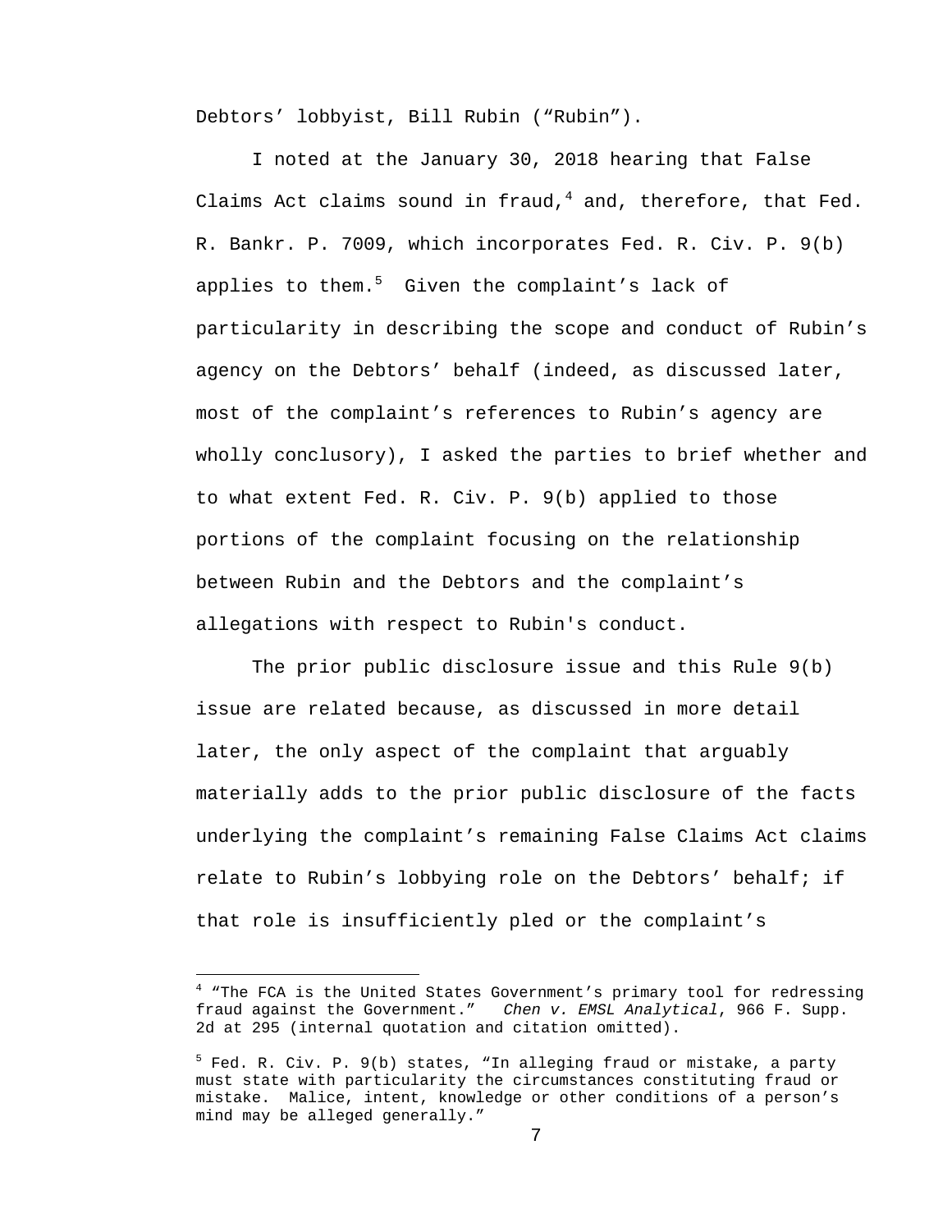Debtors' lobbyist, Bill Rubin ("Rubin").

I noted at the January 30, 2018 hearing that False Claims Act claims sound in fraud,[4] and, therefore, that Fed. R. Bankr. P. 7009, which incorporates Fed. R. Civ. P. 9(b) applies to them.[5] Given the complaint's lack of particularity in describing the scope and conduct of Rubin's agency on the Debtors' behalf (indeed, as discussed later, most of the complaint's references to Rubin's agency are wholly conclusory), I asked the parties to brief whether and to what extent Fed. R. Civ. P. 9(b) applied to those portions of the complaint focusing on the relationship between Rubin and the Debtors and the complaint's allegations with respect to Rubin's conduct.

The prior public disclosure issue and this Rule 9(b) issue are related because, as discussed in more detail later, the only aspect of the complaint that arguably materially adds to the prior public disclosure of the facts underlying the complaint's remaining False Claims Act claims relate to Rubin's lobbying role on the Debtors' behalf; if that role is insufficiently pled or the complaint's

---

[4] "The FCA is the United States Government's primary tool for redressing fraud against the Government." *Chen v. EMSL Analytical*, 966 F. Supp. 2d at 295 (internal quotation and citation omitted).

[5] Fed. R. Civ. P. 9(b) states, "In alleging fraud or mistake, a party must state with particularity the circumstances constituting fraud or mistake. Malice, intent, knowledge or other conditions of a person's mind may be alleged generally."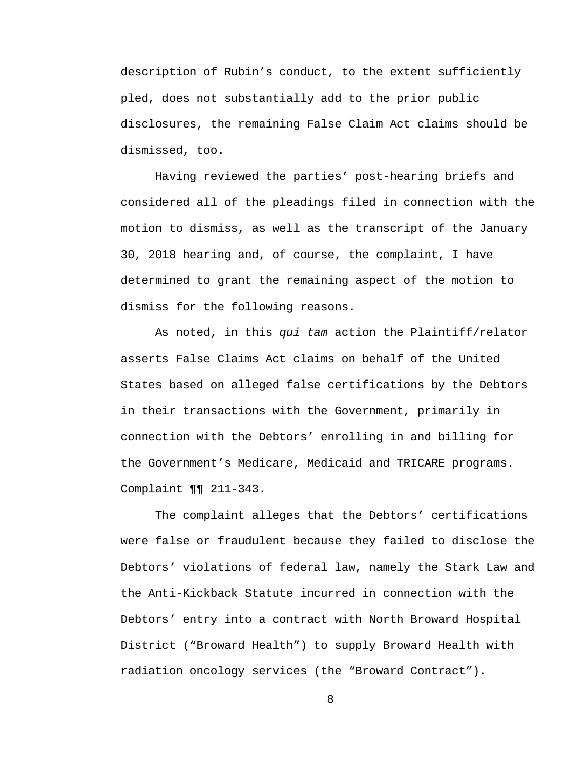description of Rubin's conduct, to the extent sufficiently pled, does not substantially add to the prior public disclosures, the remaining False Claim Act claims should be dismissed, too.

Having reviewed the parties' post-hearing briefs and considered all of the pleadings filed in connection with the motion to dismiss, as well as the transcript of the January 30, 2018 hearing and, of course, the complaint, I have determined to grant the remaining aspect of the motion to dismiss for the following reasons.

As noted, in this *qui tam* action the Plaintiff/relator asserts False Claims Act claims on behalf of the United States based on alleged false certifications by the Debtors in their transactions with the Government, primarily in connection with the Debtors' enrolling in and billing for the Government's Medicare, Medicaid and TRICARE programs. Complaint ¶¶ 211-343.

The complaint alleges that the Debtors' certifications were false or fraudulent because they failed to disclose the Debtors' violations of federal law, namely the Stark Law and the Anti-Kickback Statute incurred in connection with the Debtors' entry into a contract with North Broward Hospital District ("Broward Health") to supply Broward Health with radiation oncology services (the "Broward Contract").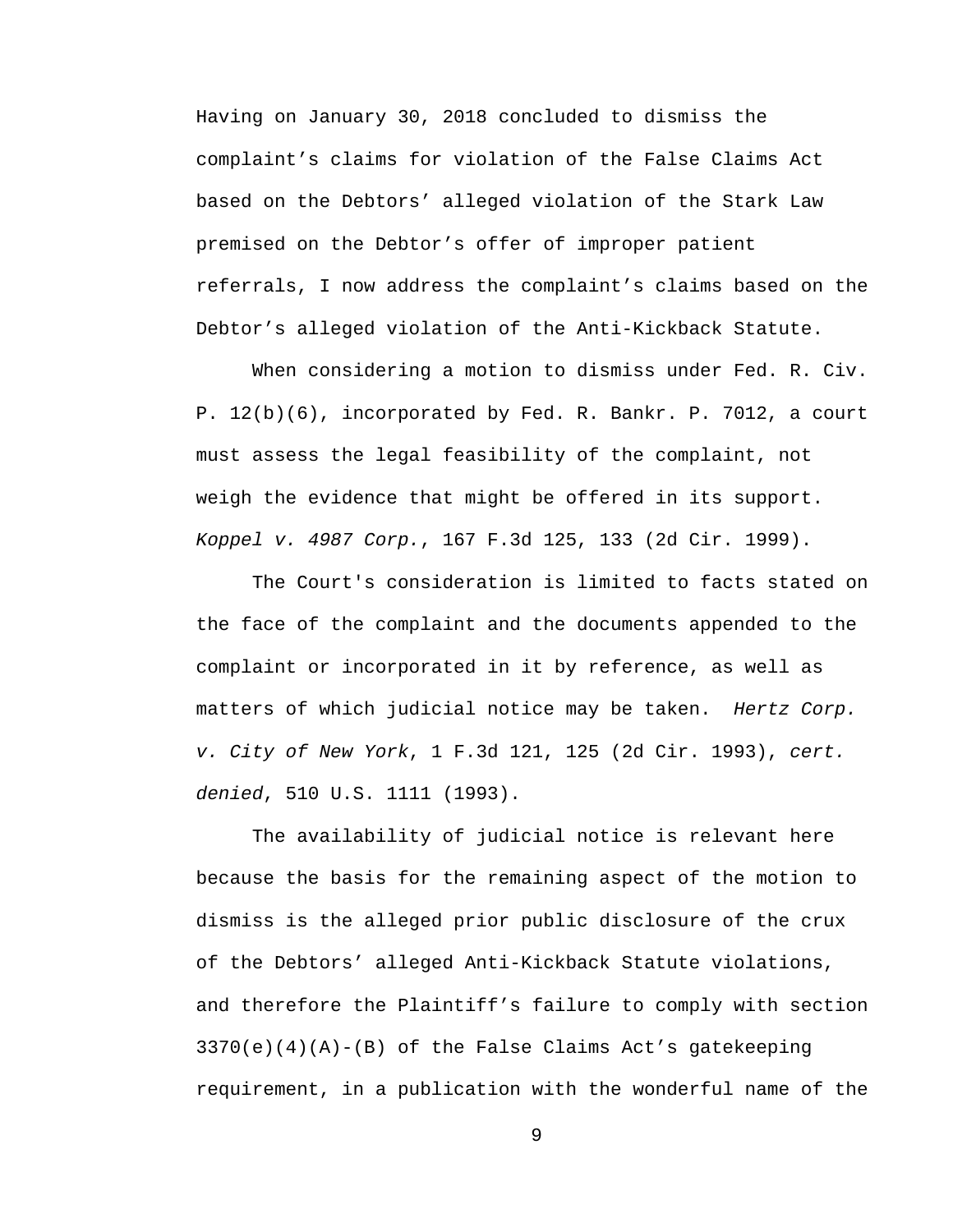Having on January 30, 2018 concluded to dismiss the complaint's claims for violation of the False Claims Act based on the Debtors' alleged violation of the Stark Law premised on the Debtor's offer of improper patient referrals, I now address the complaint's claims based on the Debtor's alleged violation of the Anti-Kickback Statute.

When considering a motion to dismiss under Fed. R. Civ. P. 12(b)(6), incorporated by Fed. R. Bankr. P. 7012, a court must assess the legal feasibility of the complaint, not weigh the evidence that might be offered in its support. *Koppel v. 4987 Corp.*, 167 F.3d 125, 133 (2d Cir. 1999).

The Court's consideration is limited to facts stated on the face of the complaint and the documents appended to the complaint or incorporated in it by reference, as well as matters of which judicial notice may be taken. *Hertz Corp. v. City of New York*, 1 F.3d 121, 125 (2d Cir. 1993), *cert. denied*, 510 U.S. 1111 (1993).

The availability of judicial notice is relevant here because the basis for the remaining aspect of the motion to dismiss is the alleged prior public disclosure of the crux of the Debtors' alleged Anti-Kickback Statute violations, and therefore the Plaintiff's failure to comply with section 3370(e)(4)(A)-(B) of the False Claims Act's gatekeeping requirement, in a publication with the wonderful name of the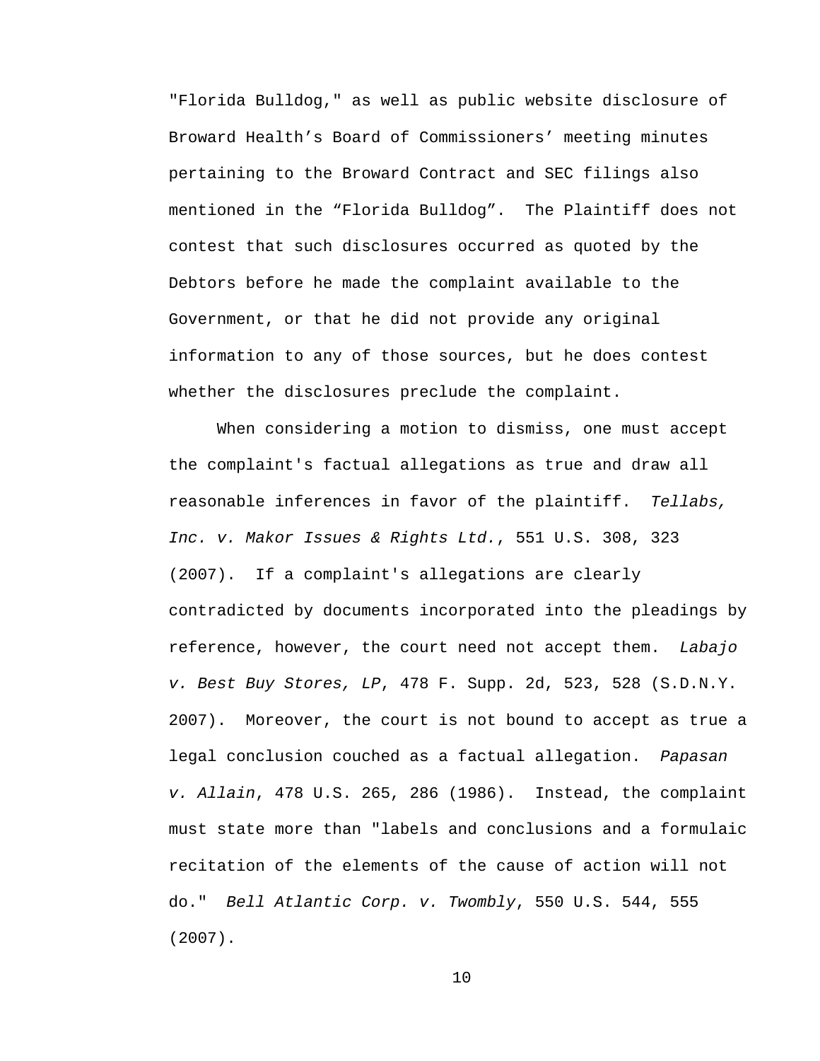"Florida Bulldog," as well as public website disclosure of Broward Health's Board of Commissioners' meeting minutes pertaining to the Broward Contract and SEC filings also mentioned in the "Florida Bulldog". The Plaintiff does not contest that such disclosures occurred as quoted by the Debtors before he made the complaint available to the Government, or that he did not provide any original information to any of those sources, but he does contest whether the disclosures preclude the complaint.

When considering a motion to dismiss, one must accept the complaint's factual allegations as true and draw all reasonable inferences in favor of the plaintiff. *Tellabs, Inc. v. Makor Issues & Rights Ltd.*, 551 U.S. 308, 323 (2007). If a complaint's allegations are clearly contradicted by documents incorporated into the pleadings by reference, however, the court need not accept them. *Labajo v. Best Buy Stores, LP*, 478 F. Supp. 2d, 523, 528 (S.D.N.Y. 2007). Moreover, the court is not bound to accept as true a legal conclusion couched as a factual allegation. *Papasan v. Allain*, 478 U.S. 265, 286 (1986). Instead, the complaint must state more than "labels and conclusions and a formulaic recitation of the elements of the cause of action will not do." *Bell Atlantic Corp. v. Twombly*, 550 U.S. 544, 555 (2007).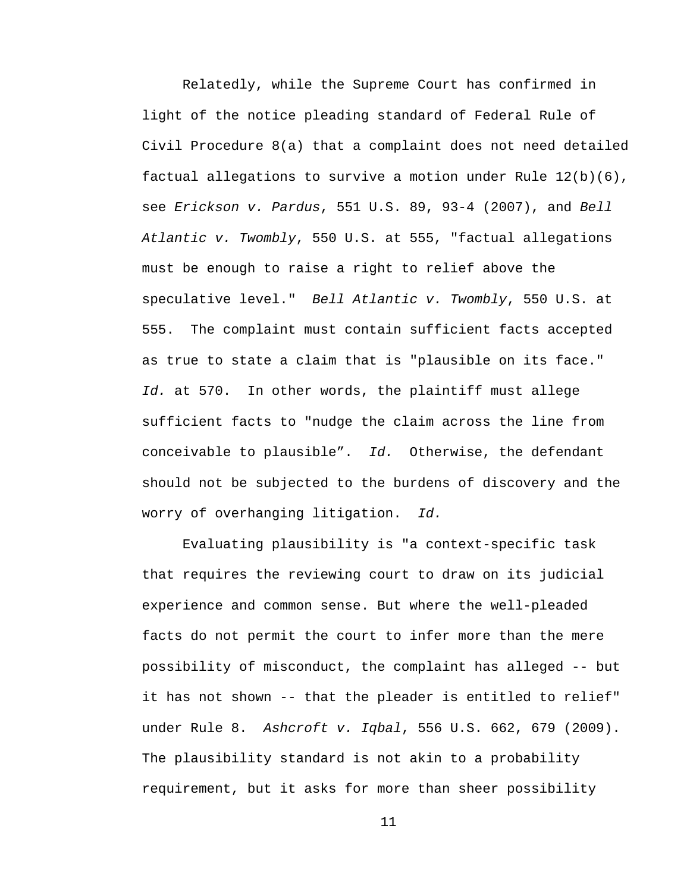Relatedly, while the Supreme Court has confirmed in light of the notice pleading standard of Federal Rule of Civil Procedure 8(a) that a complaint does not need detailed factual allegations to survive a motion under Rule 12(b)(6), see *Erickson v. Pardus*, 551 U.S. 89, 93-4 (2007), and *Bell Atlantic v. Twombly*, 550 U.S. at 555, "factual allegations must be enough to raise a right to relief above the speculative level." *Bell Atlantic v. Twombly*, 550 U.S. at 555. The complaint must contain sufficient facts accepted as true to state a claim that is "plausible on its face." *Id.* at 570. In other words, the plaintiff must allege sufficient facts to "nudge the claim across the line from conceivable to plausible". *Id.* Otherwise, the defendant should not be subjected to the burdens of discovery and the worry of overhanging litigation. *Id.*

Evaluating plausibility is "a context-specific task that requires the reviewing court to draw on its judicial experience and common sense. But where the well-pleaded facts do not permit the court to infer more than the mere possibility of misconduct, the complaint has alleged -- but it has not shown -- that the pleader is entitled to relief" under Rule 8. *Ashcroft v. Iqbal*, 556 U.S. 662, 679 (2009). The plausibility standard is not akin to a probability requirement, but it asks for more than sheer possibility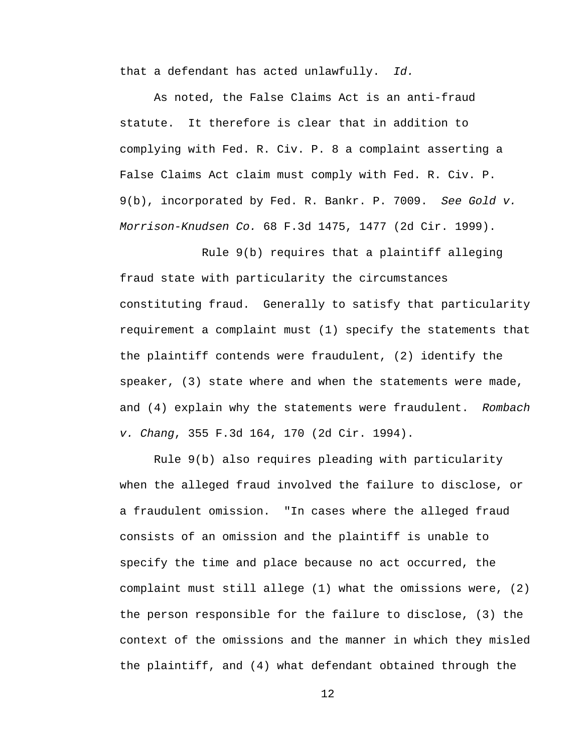that a defendant has acted unlawfully. *Id.*

As noted, the False Claims Act is an anti-fraud statute. It therefore is clear that in addition to complying with Fed. R. Civ. P. 8 a complaint asserting a False Claims Act claim must comply with Fed. R. Civ. P. 9(b), incorporated by Fed. R. Bankr. P. 7009. *See Gold v. Morrison-Knudsen Co.* 68 F.3d 1475, 1477 (2d Cir. 1999).

Rule 9(b) requires that a plaintiff alleging fraud state with particularity the circumstances constituting fraud. Generally to satisfy that particularity requirement a complaint must (1) specify the statements that the plaintiff contends were fraudulent, (2) identify the speaker, (3) state where and when the statements were made, and (4) explain why the statements were fraudulent. *Rombach v. Chang*, 355 F.3d 164, 170 (2d Cir. 1994).

Rule 9(b) also requires pleading with particularity when the alleged fraud involved the failure to disclose, or a fraudulent omission. "In cases where the alleged fraud consists of an omission and the plaintiff is unable to specify the time and place because no act occurred, the complaint must still allege (1) what the omissions were, (2) the person responsible for the failure to disclose, (3) the context of the omissions and the manner in which they misled the plaintiff, and (4) what defendant obtained through the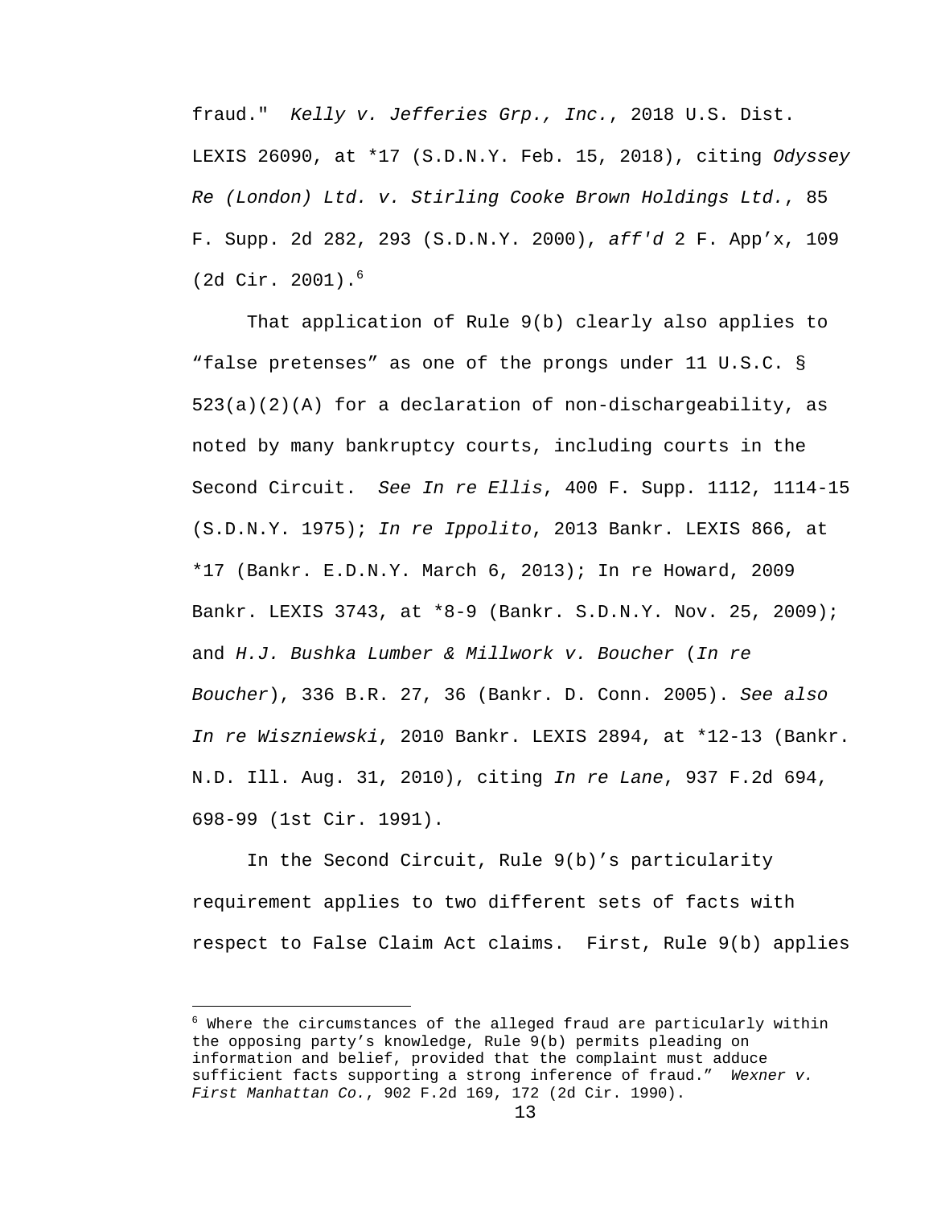fraud." *Kelly v. Jefferies Grp., Inc.*, 2018 U.S. Dist. LEXIS 26090, at *17 (S.D.N.Y. Feb. 15, 2018), citing *Odyssey Re (London) Ltd. v. Stirling Cooke Brown Holdings Ltd.*, 85 F. Supp. 2d 282, 293 (S.D.N.Y. 2000), *aff'd* 2 F. App'x, 109 (2d Cir. 2001).[6]

That application of Rule 9(b) clearly also applies to "false pretenses" as one of the prongs under 11 U.S.C. § 523(a)(2)(A) for a declaration of non-dischargeability, as noted by many bankruptcy courts, including courts in the Second Circuit. *See In re Ellis*, 400 F. Supp. 1112, 1114-15 (S.D.N.Y. 1975); *In re Ippolito*, 2013 Bankr. LEXIS 866, at *17 (Bankr. E.D.N.Y. March 6, 2013); In re Howard, 2009 Bankr. LEXIS 3743, at *8-9 (Bankr. S.D.N.Y. Nov. 25, 2009); and *H.J. Bushka Lumber & Millwork v. Boucher* (*In re Boucher*), 336 B.R. 27, 36 (Bankr. D. Conn. 2005). *See also In re Wiszniewski*, 2010 Bankr. LEXIS 2894, at *12-13 (Bankr. N.D. Ill. Aug. 31, 2010), citing *In re Lane*, 937 F.2d 694, 698-99 (1st Cir. 1991).

In the Second Circuit, Rule 9(b)'s particularity requirement applies to two different sets of facts with respect to False Claim Act claims. First, Rule 9(b) applies

---

[6] Where the circumstances of the alleged fraud are particularly within the opposing party's knowledge, Rule 9(b) permits pleading on information and belief, provided that the complaint must adduce sufficient facts supporting a strong inference of fraud." *Wexner v. First Manhattan Co.*, 902 F.2d 169, 172 (2d Cir. 1990).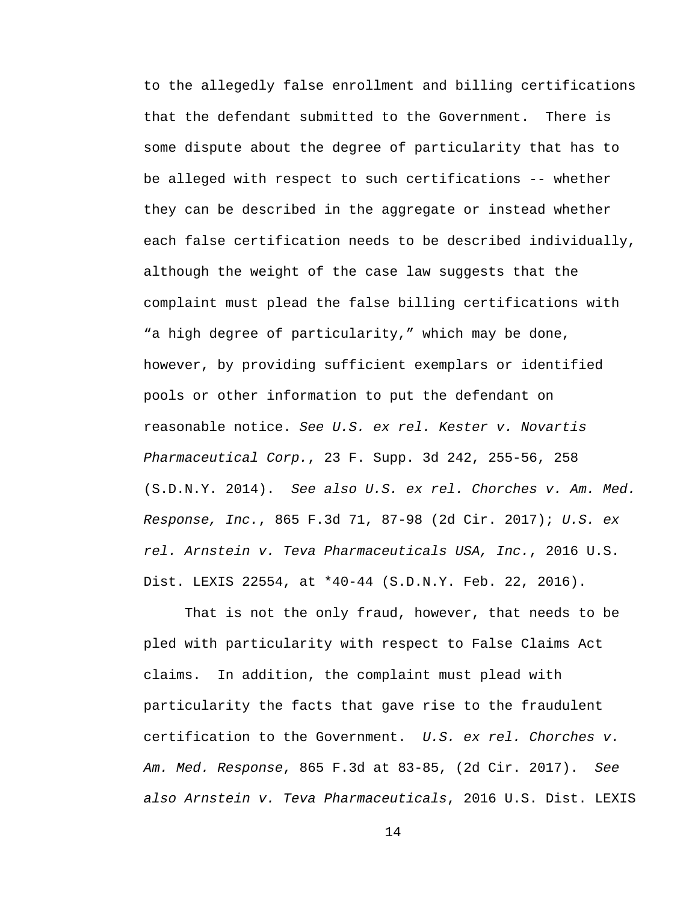to the allegedly false enrollment and billing certifications that the defendant submitted to the Government. There is some dispute about the degree of particularity that has to be alleged with respect to such certifications -- whether they can be described in the aggregate or instead whether each false certification needs to be described individually, although the weight of the case law suggests that the complaint must plead the false billing certifications with "a high degree of particularity," which may be done, however, by providing sufficient exemplars or identified pools or other information to put the defendant on reasonable notice. *See U.S. ex rel. Kester v. Novartis Pharmaceutical Corp.*, 23 F. Supp. 3d 242, 255-56, 258 (S.D.N.Y. 2014). *See also U.S. ex rel. Chorches v. Am. Med. Response, Inc.*, 865 F.3d 71, 87-98 (2d Cir. 2017); *U.S. ex rel. Arnstein v. Teva Pharmaceuticals USA, Inc.*, 2016 U.S. Dist. LEXIS 22554, at *40-44 (S.D.N.Y. Feb. 22, 2016).

That is not the only fraud, however, that needs to be pled with particularity with respect to False Claims Act claims. In addition, the complaint must plead with particularity the facts that gave rise to the fraudulent certification to the Government. *U.S. ex rel. Chorches v. Am. Med. Response*, 865 F.3d at 83-85, (2d Cir. 2017). *See also Arnstein v. Teva Pharmaceuticals*, 2016 U.S. Dist. LEXIS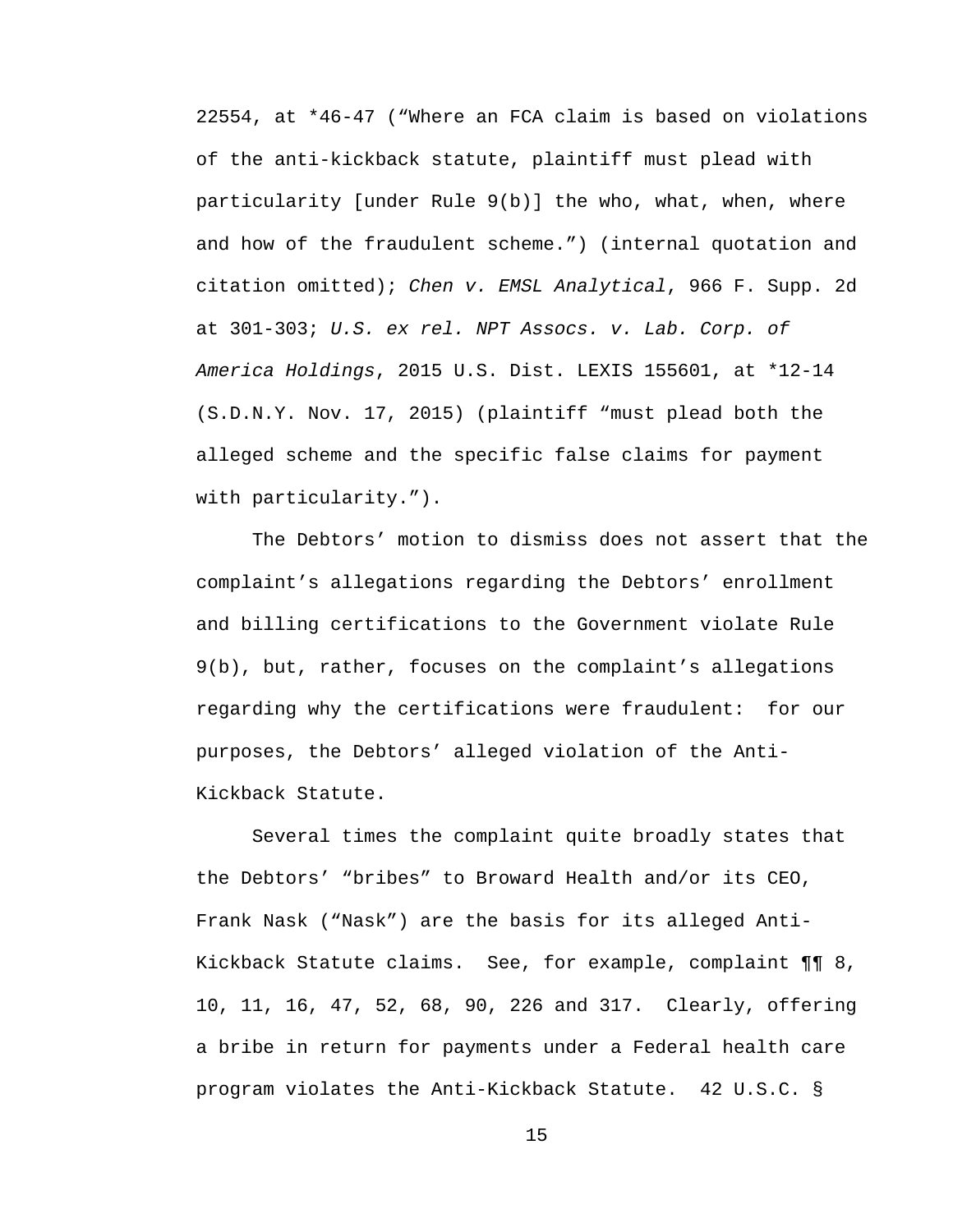22554, at *46-47 ("Where an FCA claim is based on violations of the anti-kickback statute, plaintiff must plead with particularity [under Rule 9(b)] the who, what, when, where and how of the fraudulent scheme.") (internal quotation and citation omitted); *Chen v. EMSL Analytical*, 966 F. Supp. 2d at 301-303; *U.S. ex rel. NPT Assocs. v. Lab. Corp. of America Holdings*, 2015 U.S. Dist. LEXIS 155601, at *12-14 (S.D.N.Y. Nov. 17, 2015) (plaintiff "must plead both the alleged scheme and the specific false claims for payment with particularity.").

The Debtors' motion to dismiss does not assert that the complaint's allegations regarding the Debtors' enrollment and billing certifications to the Government violate Rule 9(b), but, rather, focuses on the complaint's allegations regarding why the certifications were fraudulent: for our purposes, the Debtors' alleged violation of the Anti-Kickback Statute.

Several times the complaint quite broadly states that the Debtors' "bribes" to Broward Health and/or its CEO, Frank Nask ("Nask") are the basis for its alleged Anti-Kickback Statute claims. See, for example, complaint ¶¶ 8, 10, 11, 16, 47, 52, 68, 90, 226 and 317. Clearly, offering a bribe in return for payments under a Federal health care program violates the Anti-Kickback Statute. 42 U.S.C. §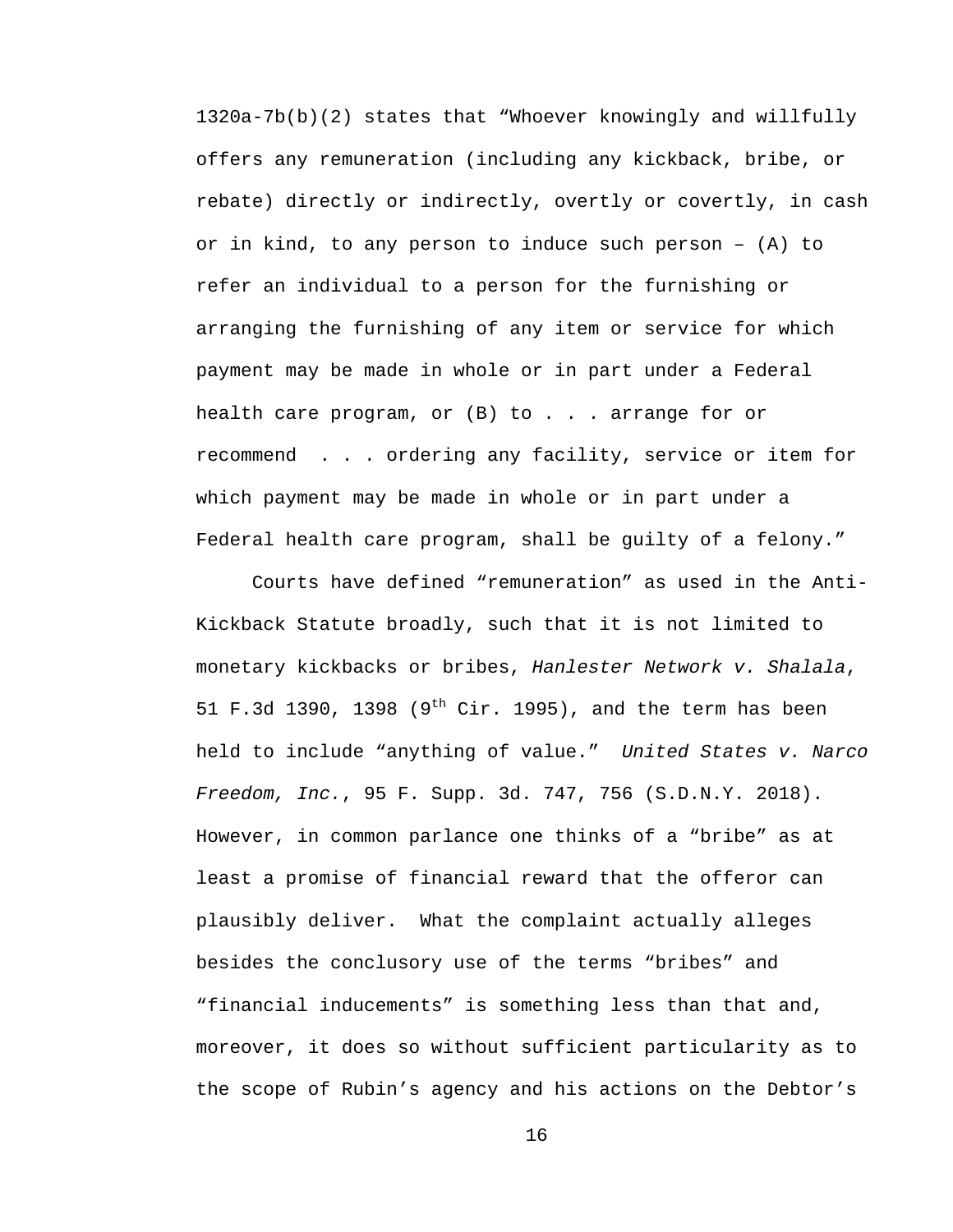1320a-7b(b)(2) states that “Whoever knowingly and willfully offers any remuneration (including any kickback, bribe, or rebate) directly or indirectly, overtly or covertly, in cash or in kind, to any person to induce such person – (A) to refer an individual to a person for the furnishing or arranging the furnishing of any item or service for which payment may be made in whole or in part under a Federal health care program, or (B) to . . . arrange for or recommend . . . ordering any facility, service or item for which payment may be made in whole or in part under a Federal health care program, shall be guilty of a felony.”

Courts have defined “remuneration” as used in the Anti-Kickback Statute broadly, such that it is not limited to monetary kickbacks or bribes, *Hanlester Network v. Shalala*, 51 F.3d 1390, 1398 (9th Cir. 1995), and the term has been held to include “anything of value.” *United States v. Narco Freedom, Inc.*, 95 F. Supp. 3d. 747, 756 (S.D.N.Y. 2018). However, in common parlance one thinks of a “bribe” as at least a promise of financial reward that the offeror can plausibly deliver. What the complaint actually alleges besides the conclusory use of the terms “bribes” and “financial inducements” is something less than that and, moreover, it does so without sufficient particularity as to the scope of Rubin’s agency and his actions on the Debtor’s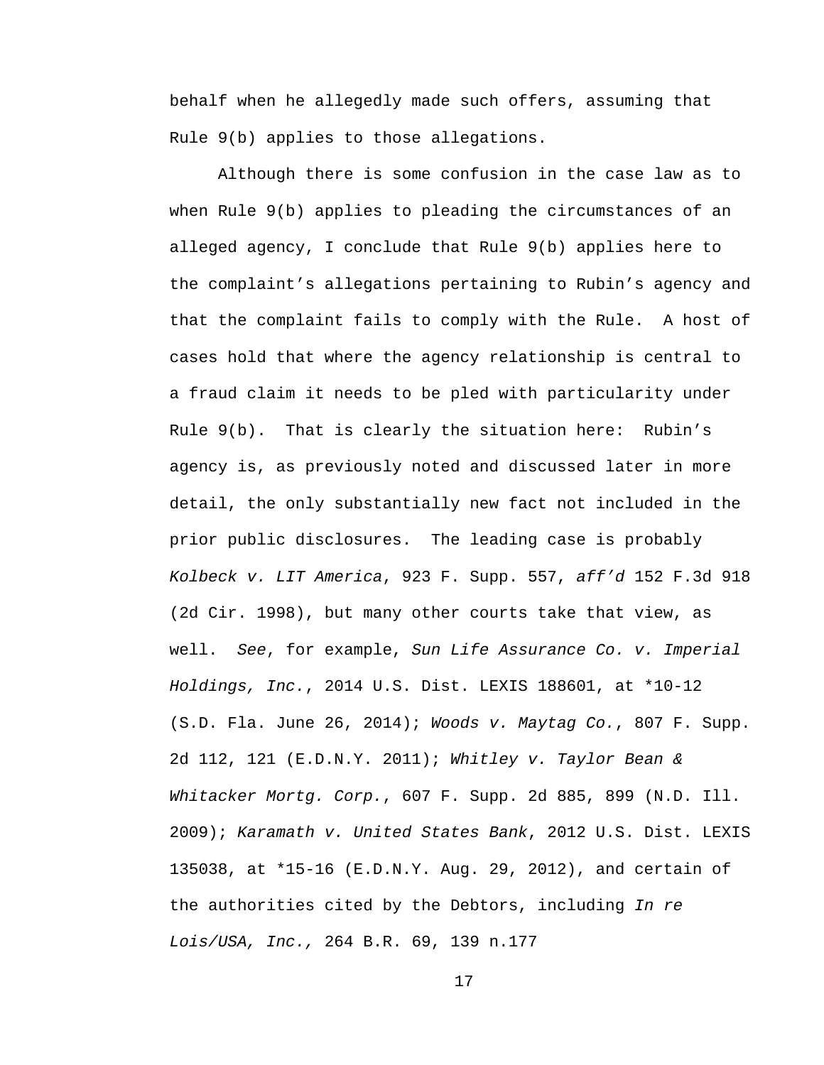behalf when he allegedly made such offers, assuming that Rule 9(b) applies to those allegations.

Although there is some confusion in the case law as to when Rule 9(b) applies to pleading the circumstances of an alleged agency, I conclude that Rule 9(b) applies here to the complaint's allegations pertaining to Rubin's agency and that the complaint fails to comply with the Rule. A host of cases hold that where the agency relationship is central to a fraud claim it needs to be pled with particularity under Rule 9(b). That is clearly the situation here: Rubin's agency is, as previously noted and discussed later in more detail, the only substantially new fact not included in the prior public disclosures. The leading case is probably *Kolbeck v. LIT America*, 923 F. Supp. 557, *aff'd* 152 F.3d 918 (2d Cir. 1998), but many other courts take that view, as well. *See*, for example, *Sun Life Assurance Co. v. Imperial Holdings, Inc.*, 2014 U.S. Dist. LEXIS 188601, at *10-12 (S.D. Fla. June 26, 2014); *Woods v. Maytag Co.*, 807 F. Supp. 2d 112, 121 (E.D.N.Y. 2011); *Whitley v. Taylor Bean & Whitacker Mortg. Corp.*, 607 F. Supp. 2d 885, 899 (N.D. Ill. 2009); *Karamath v. United States Bank*, 2012 U.S. Dist. LEXIS 135038, at *15-16 (E.D.N.Y. Aug. 29, 2012), and certain of the authorities cited by the Debtors, including *In re Lois/USA, Inc.,* 264 B.R. 69, 139 n.177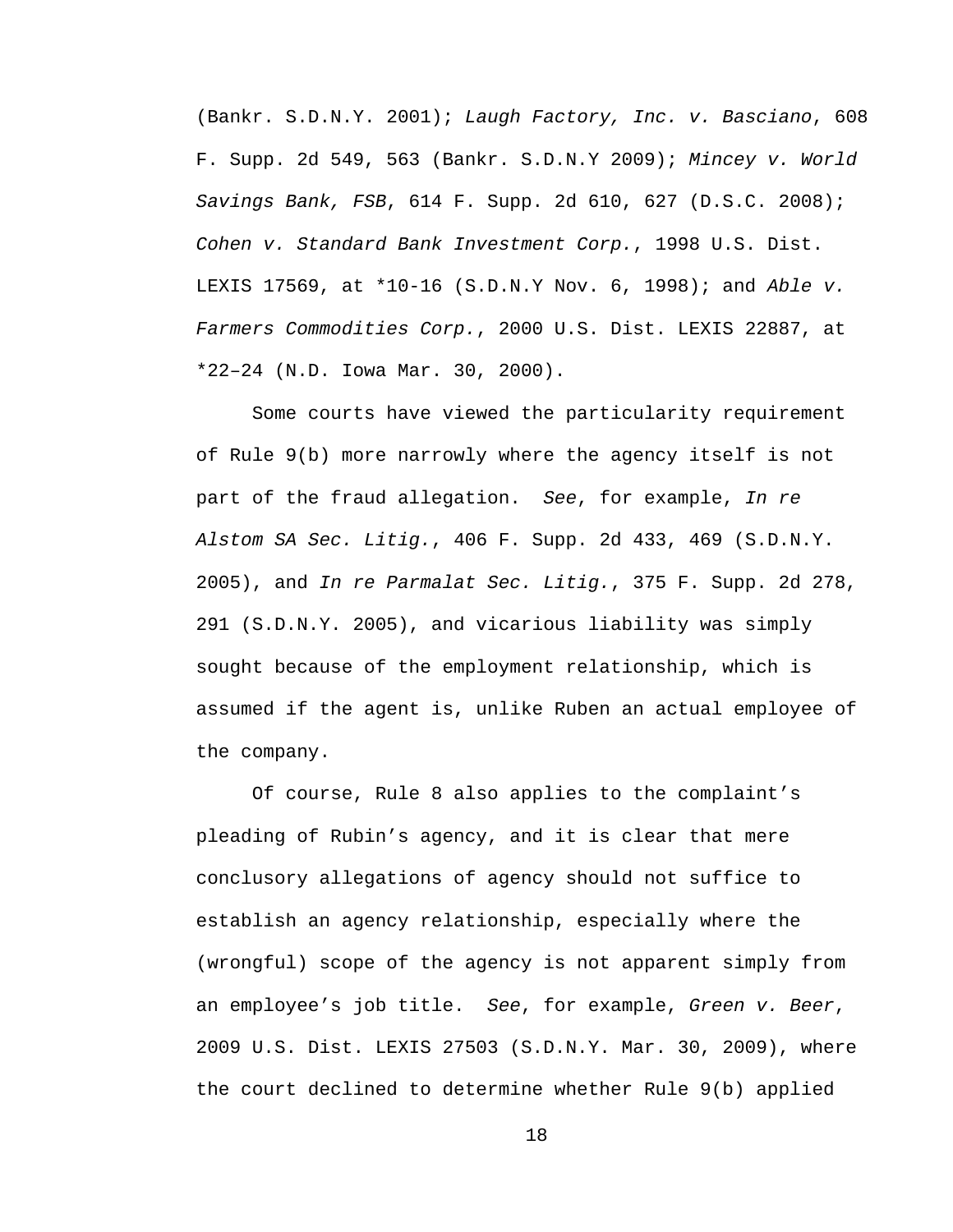(Bankr. S.D.N.Y. 2001); *Laugh Factory, Inc. v. Basciano*, 608 F. Supp. 2d 549, 563 (Bankr. S.D.N.Y 2009); *Mincey v. World Savings Bank, FSB*, 614 F. Supp. 2d 610, 627 (D.S.C. 2008); *Cohen v. Standard Bank Investment Corp.*, 1998 U.S. Dist. LEXIS 17569, at *10-16 (S.D.N.Y Nov. 6, 1998); and *Able v. Farmers Commodities Corp.*, 2000 U.S. Dist. LEXIS 22887, at *22–24 (N.D. Iowa Mar. 30, 2000).

Some courts have viewed the particularity requirement of Rule 9(b) more narrowly where the agency itself is not part of the fraud allegation. *See*, for example, *In re Alstom SA Sec. Litig.*, 406 F. Supp. 2d 433, 469 (S.D.N.Y. 2005), and *In re Parmalat Sec. Litig.*, 375 F. Supp. 2d 278, 291 (S.D.N.Y. 2005), and vicarious liability was simply sought because of the employment relationship, which is assumed if the agent is, unlike Ruben an actual employee of the company.

Of course, Rule 8 also applies to the complaint's pleading of Rubin's agency, and it is clear that mere conclusory allegations of agency should not suffice to establish an agency relationship, especially where the (wrongful) scope of the agency is not apparent simply from an employee's job title. *See*, for example, *Green v. Beer*, 2009 U.S. Dist. LEXIS 27503 (S.D.N.Y. Mar. 30, 2009), where the court declined to determine whether Rule 9(b) applied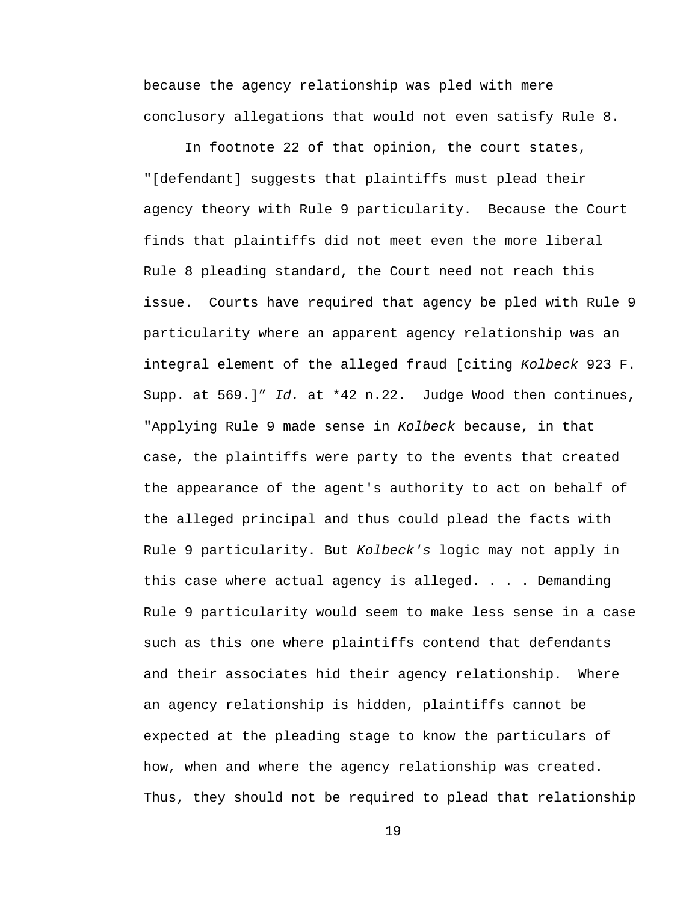because the agency relationship was pled with mere conclusory allegations that would not even satisfy Rule 8.

In footnote 22 of that opinion, the court states, "[defendant] suggests that plaintiffs must plead their agency theory with Rule 9 particularity. Because the Court finds that plaintiffs did not meet even the more liberal Rule 8 pleading standard, the Court need not reach this issue. Courts have required that agency be pled with Rule 9 particularity where an apparent agency relationship was an integral element of the alleged fraud [citing *Kolbeck* 923 F. Supp. at 569.]" *Id.* at *42 n.22. Judge Wood then continues, "Applying Rule 9 made sense in *Kolbeck* because, in that case, the plaintiffs were party to the events that created the appearance of the agent's authority to act on behalf of the alleged principal and thus could plead the facts with Rule 9 particularity. But *Kolbeck's* logic may not apply in this case where actual agency is alleged. . . . Demanding Rule 9 particularity would seem to make less sense in a case such as this one where plaintiffs contend that defendants and their associates hid their agency relationship. Where an agency relationship is hidden, plaintiffs cannot be expected at the pleading stage to know the particulars of how, when and where the agency relationship was created. Thus, they should not be required to plead that relationship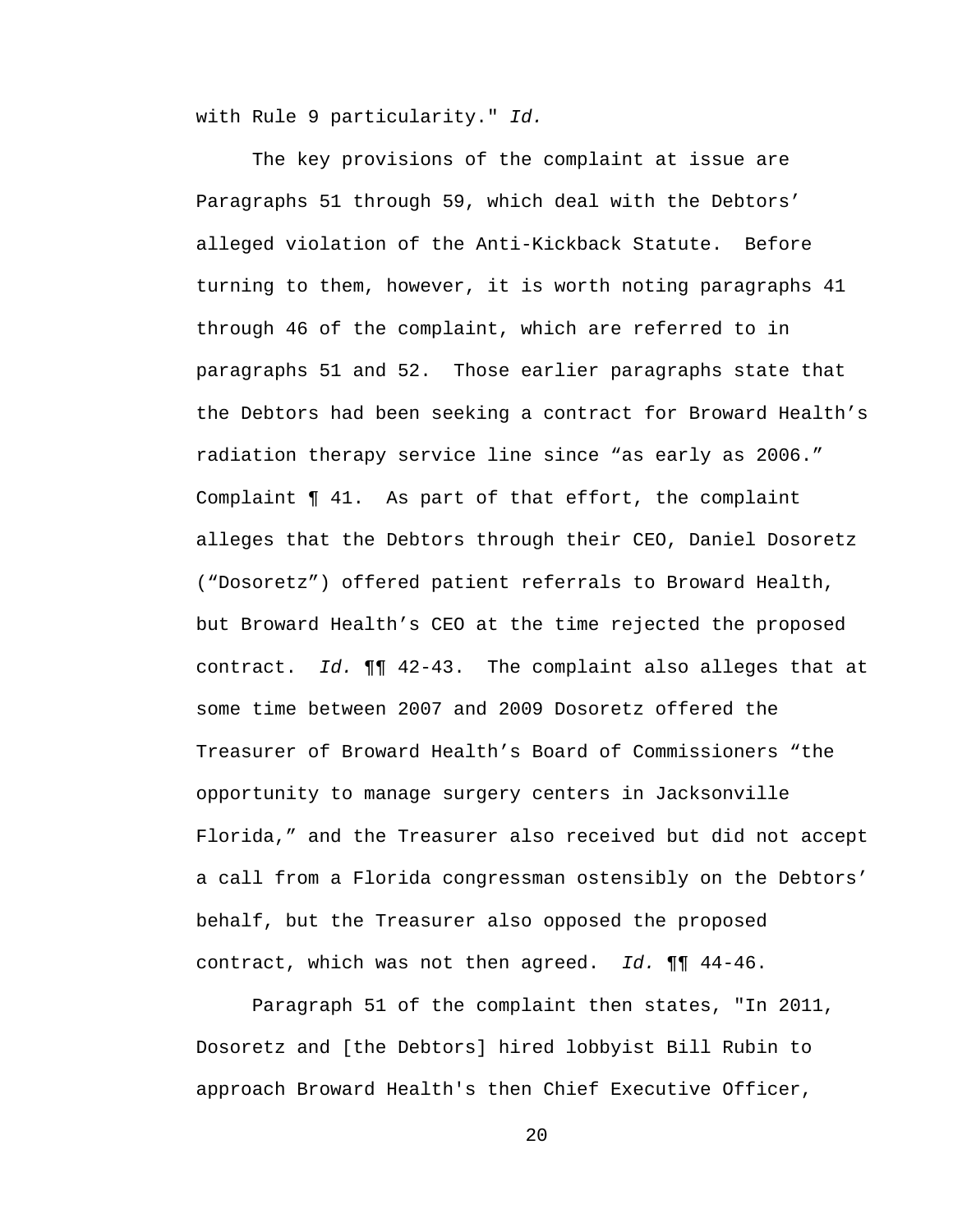with Rule 9 particularity." *Id.*

The key provisions of the complaint at issue are Paragraphs 51 through 59, which deal with the Debtors' alleged violation of the Anti-Kickback Statute. Before turning to them, however, it is worth noting paragraphs 41 through 46 of the complaint, which are referred to in paragraphs 51 and 52. Those earlier paragraphs state that the Debtors had been seeking a contract for Broward Health's radiation therapy service line since "as early as 2006." Complaint ¶ 41. As part of that effort, the complaint alleges that the Debtors through their CEO, Daniel Dosoretz ("Dosoretz") offered patient referrals to Broward Health, but Broward Health's CEO at the time rejected the proposed contract. *Id.* ¶¶ 42-43. The complaint also alleges that at some time between 2007 and 2009 Dosoretz offered the Treasurer of Broward Health's Board of Commissioners "the opportunity to manage surgery centers in Jacksonville Florida," and the Treasurer also received but did not accept a call from a Florida congressman ostensibly on the Debtors' behalf, but the Treasurer also opposed the proposed contract, which was not then agreed. *Id.* ¶¶ 44-46.

Paragraph 51 of the complaint then states, "In 2011, Dosoretz and [the Debtors] hired lobbyist Bill Rubin to approach Broward Health's then Chief Executive Officer,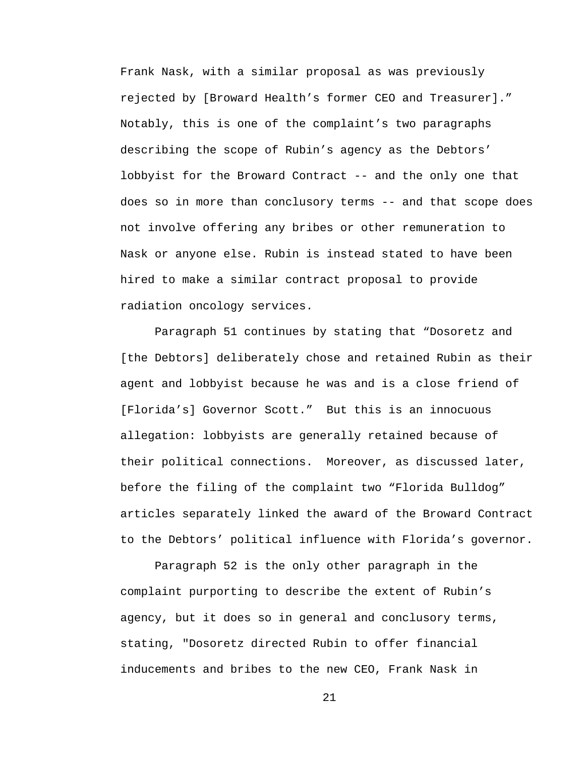Frank Nask, with a similar proposal as was previously rejected by [Broward Health's former CEO and Treasurer]." Notably, this is one of the complaint's two paragraphs describing the scope of Rubin's agency as the Debtors' lobbyist for the Broward Contract -- and the only one that does so in more than conclusory terms -- and that scope does not involve offering any bribes or other remuneration to Nask or anyone else. Rubin is instead stated to have been hired to make a similar contract proposal to provide radiation oncology services.

Paragraph 51 continues by stating that "Dosoretz and [the Debtors] deliberately chose and retained Rubin as their agent and lobbyist because he was and is a close friend of [Florida's] Governor Scott." But this is an innocuous allegation: lobbyists are generally retained because of their political connections. Moreover, as discussed later, before the filing of the complaint two "Florida Bulldog" articles separately linked the award of the Broward Contract to the Debtors' political influence with Florida's governor.

Paragraph 52 is the only other paragraph in the complaint purporting to describe the extent of Rubin's agency, but it does so in general and conclusory terms, stating, "Dosoretz directed Rubin to offer financial inducements and bribes to the new CEO, Frank Nask in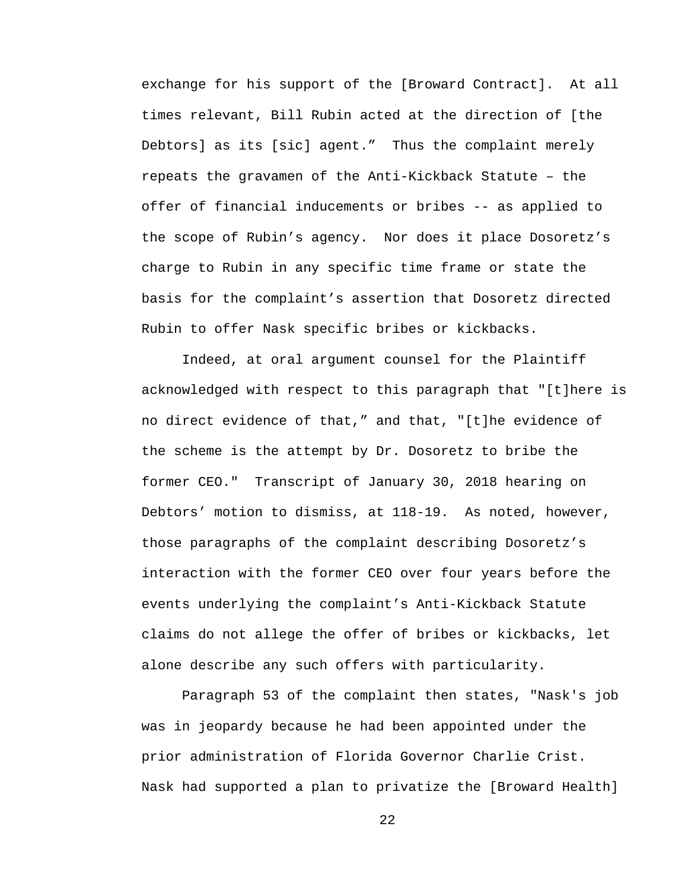exchange for his support of the [Broward Contract]. At all times relevant, Bill Rubin acted at the direction of [the Debtors] as its [sic] agent.” Thus the complaint merely repeats the gravamen of the Anti-Kickback Statute – the offer of financial inducements or bribes -- as applied to the scope of Rubin’s agency. Nor does it place Dosoretz’s charge to Rubin in any specific time frame or state the basis for the complaint’s assertion that Dosoretz directed Rubin to offer Nask specific bribes or kickbacks.

Indeed, at oral argument counsel for the Plaintiff acknowledged with respect to this paragraph that "[t]here is no direct evidence of that,” and that, "[t]he evidence of the scheme is the attempt by Dr. Dosoretz to bribe the former CEO." Transcript of January 30, 2018 hearing on Debtors’ motion to dismiss, at 118-19. As noted, however, those paragraphs of the complaint describing Dosoretz’s interaction with the former CEO over four years before the events underlying the complaint’s Anti-Kickback Statute claims do not allege the offer of bribes or kickbacks, let alone describe any such offers with particularity.

Paragraph 53 of the complaint then states, "Nask's job was in jeopardy because he had been appointed under the prior administration of Florida Governor Charlie Crist. Nask had supported a plan to privatize the [Broward Health]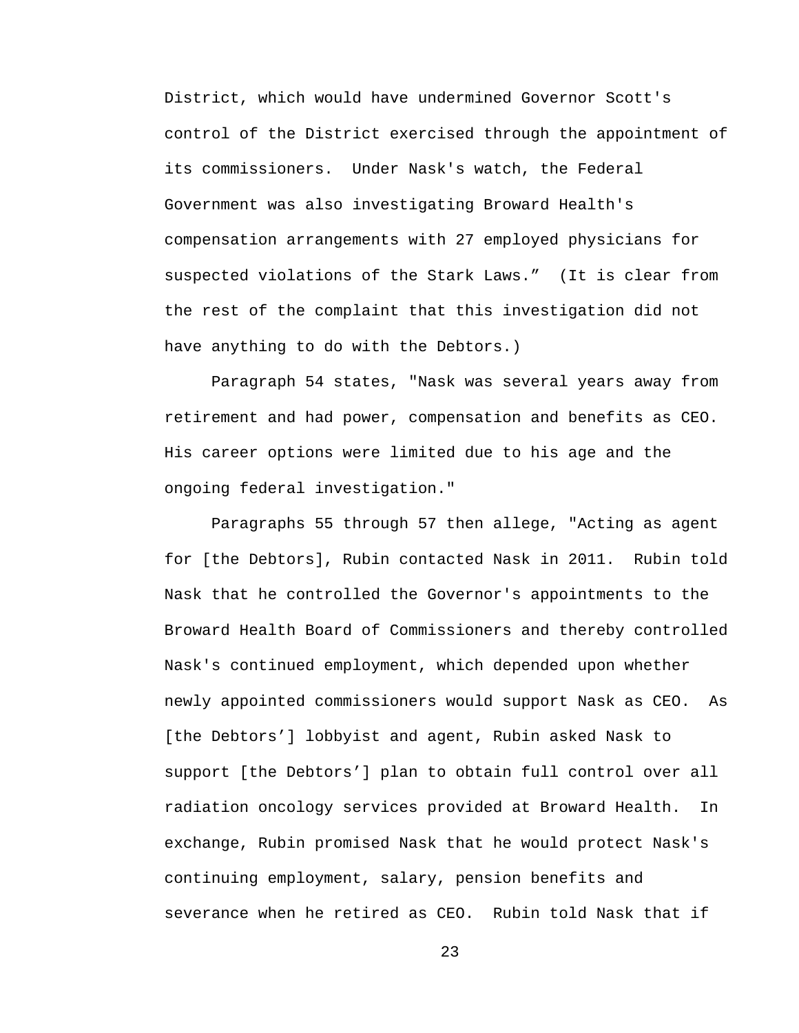District, which would have undermined Governor Scott's control of the District exercised through the appointment of its commissioners. Under Nask's watch, the Federal Government was also investigating Broward Health's compensation arrangements with 27 employed physicians for suspected violations of the Stark Laws.” (It is clear from the rest of the complaint that this investigation did not have anything to do with the Debtors.)

Paragraph 54 states, "Nask was several years away from retirement and had power, compensation and benefits as CEO. His career options were limited due to his age and the ongoing federal investigation."

Paragraphs 55 through 57 then allege, "Acting as agent for [the Debtors], Rubin contacted Nask in 2011. Rubin told Nask that he controlled the Governor's appointments to the Broward Health Board of Commissioners and thereby controlled Nask's continued employment, which depended upon whether newly appointed commissioners would support Nask as CEO. As [the Debtors’] lobbyist and agent, Rubin asked Nask to support [the Debtors’] plan to obtain full control over all radiation oncology services provided at Broward Health. In exchange, Rubin promised Nask that he would protect Nask's continuing employment, salary, pension benefits and severance when he retired as CEO. Rubin told Nask that if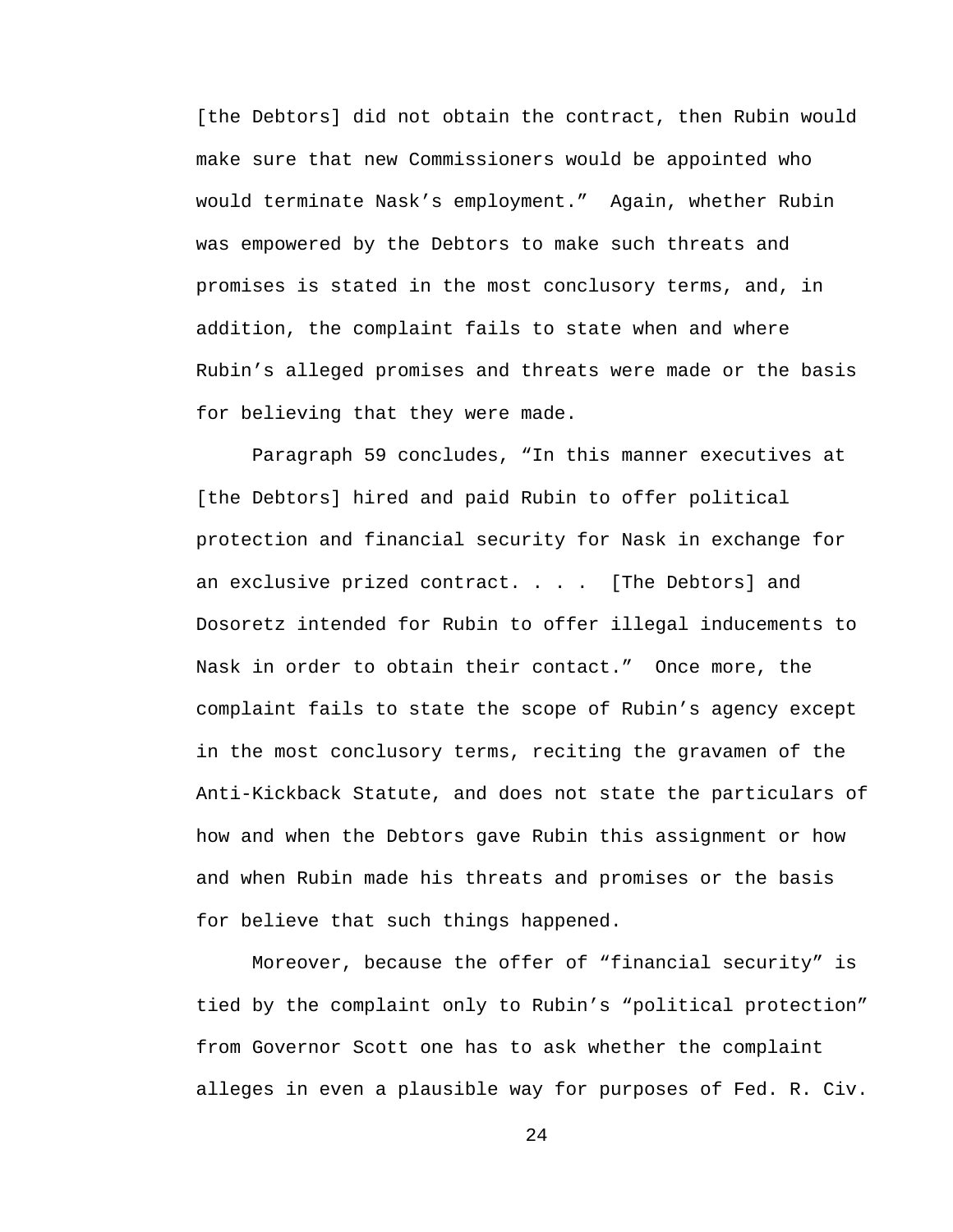[the Debtors] did not obtain the contract, then Rubin would make sure that new Commissioners would be appointed who would terminate Nask's employment." Again, whether Rubin was empowered by the Debtors to make such threats and promises is stated in the most conclusory terms, and, in addition, the complaint fails to state when and where Rubin's alleged promises and threats were made or the basis for believing that they were made.

Paragraph 59 concludes, "In this manner executives at [the Debtors] hired and paid Rubin to offer political protection and financial security for Nask in exchange for an exclusive prized contract. . . . [The Debtors] and Dosoretz intended for Rubin to offer illegal inducements to Nask in order to obtain their contact." Once more, the complaint fails to state the scope of Rubin's agency except in the most conclusory terms, reciting the gravamen of the Anti-Kickback Statute, and does not state the particulars of how and when the Debtors gave Rubin this assignment or how and when Rubin made his threats and promises or the basis for believe that such things happened.

Moreover, because the offer of "financial security" is tied by the complaint only to Rubin's "political protection" from Governor Scott one has to ask whether the complaint alleges in even a plausible way for purposes of Fed. R. Civ.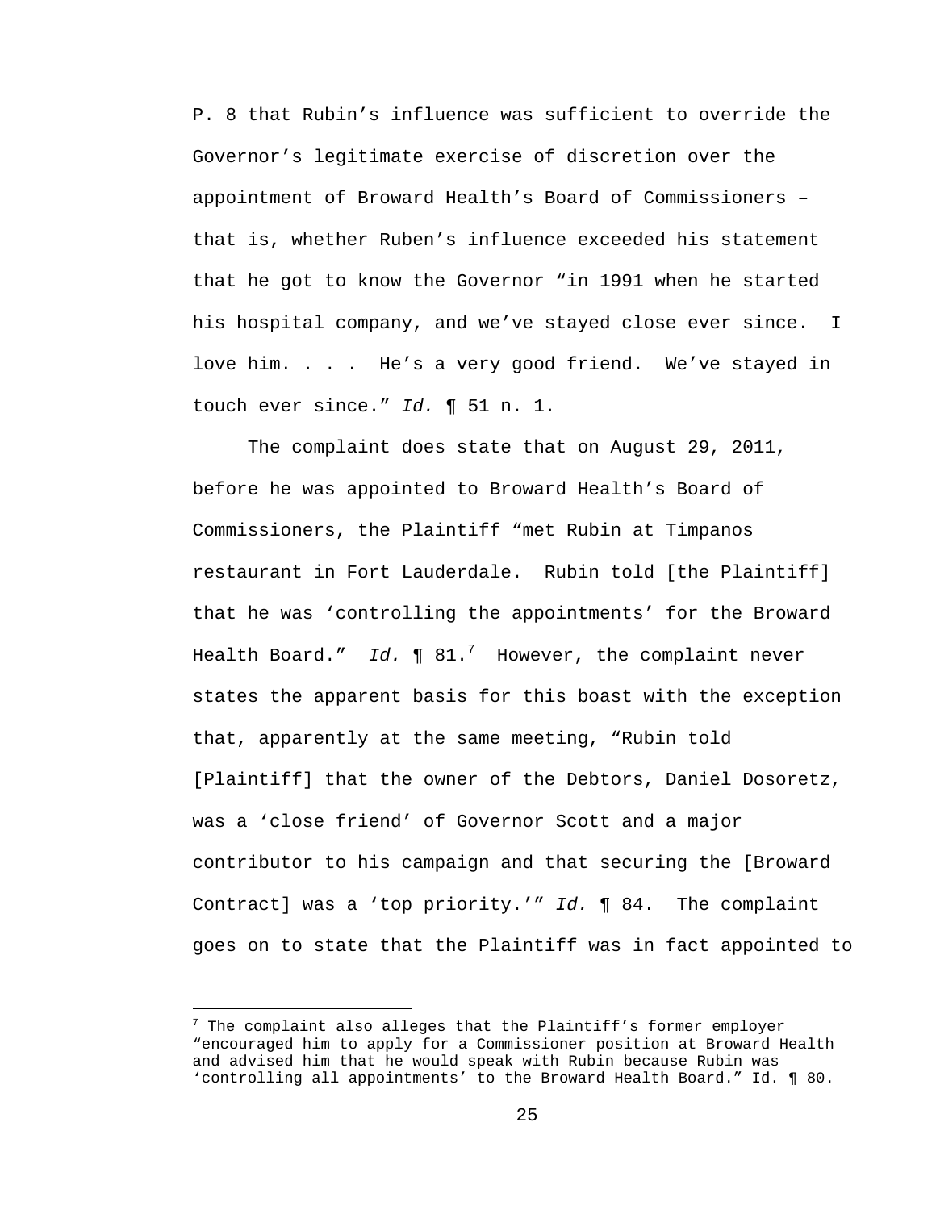P. 8 that Rubin's influence was sufficient to override the Governor's legitimate exercise of discretion over the appointment of Broward Health's Board of Commissioners – that is, whether Ruben's influence exceeded his statement that he got to know the Governor "in 1991 when he started his hospital company, and we've stayed close ever since. I love him. . . . He's a very good friend. We've stayed in touch ever since." *Id.* ¶ 51 n. 1.

The complaint does state that on August 29, 2011, before he was appointed to Broward Health's Board of Commissioners, the Plaintiff "met Rubin at Timpanos restaurant in Fort Lauderdale. Rubin told [the Plaintiff] that he was 'controlling the appointments' for the Broward Health Board." *Id.* ¶ 81.[7] However, the complaint never states the apparent basis for this boast with the exception that, apparently at the same meeting, "Rubin told [Plaintiff] that the owner of the Debtors, Daniel Dosoretz, was a 'close friend' of Governor Scott and a major contributor to his campaign and that securing the [Broward Contract] was a 'top priority.'" *Id.* ¶ 84. The complaint goes on to state that the Plaintiff was in fact appointed to

[7] The complaint also alleges that the Plaintiff's former employer "encouraged him to apply for a Commissioner position at Broward Health and advised him that he would speak with Rubin because Rubin was 'controlling all appointments' to the Broward Health Board." Id. ¶ 80.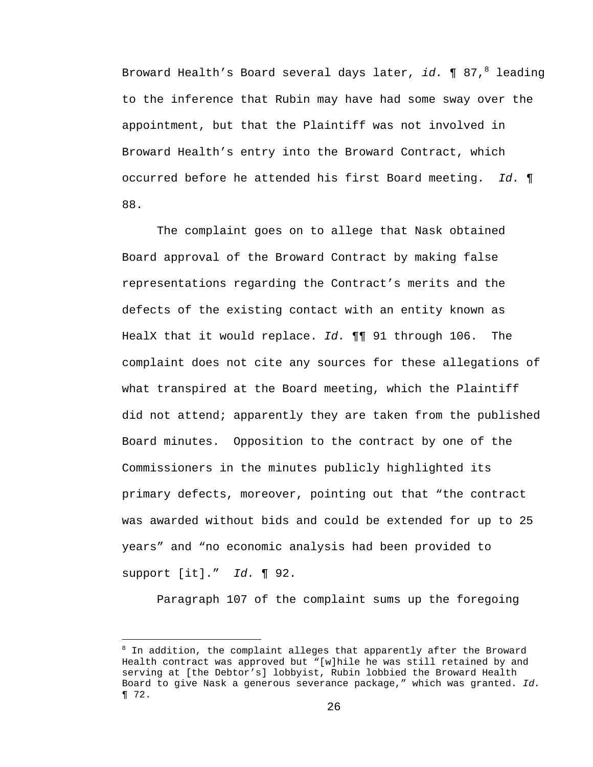Broward Health's Board several days later, *id.* ¶ 87,[8] leading to the inference that Rubin may have had some sway over the appointment, but that the Plaintiff was not involved in Broward Health's entry into the Broward Contract, which occurred before he attended his first Board meeting. *Id.* ¶ 88.

The complaint goes on to allege that Nask obtained Board approval of the Broward Contract by making false representations regarding the Contract's merits and the defects of the existing contact with an entity known as HealX that it would replace. *Id.* ¶¶ 91 through 106. The complaint does not cite any sources for these allegations of what transpired at the Board meeting, which the Plaintiff did not attend; apparently they are taken from the published Board minutes. Opposition to the contract by one of the Commissioners in the minutes publicly highlighted its primary defects, moreover, pointing out that "the contract was awarded without bids and could be extended for up to 25 years" and "no economic analysis had been provided to support [it]." *Id.* ¶ 92.

Paragraph 107 of the complaint sums up the foregoing

---

[8] In addition, the complaint alleges that apparently after the Broward Health contract was approved but "[w]hile he was still retained by and serving at [the Debtor's] lobbyist, Rubin lobbied the Broward Health Board to give Nask a generous severance package," which was granted. *Id.* ¶ 72.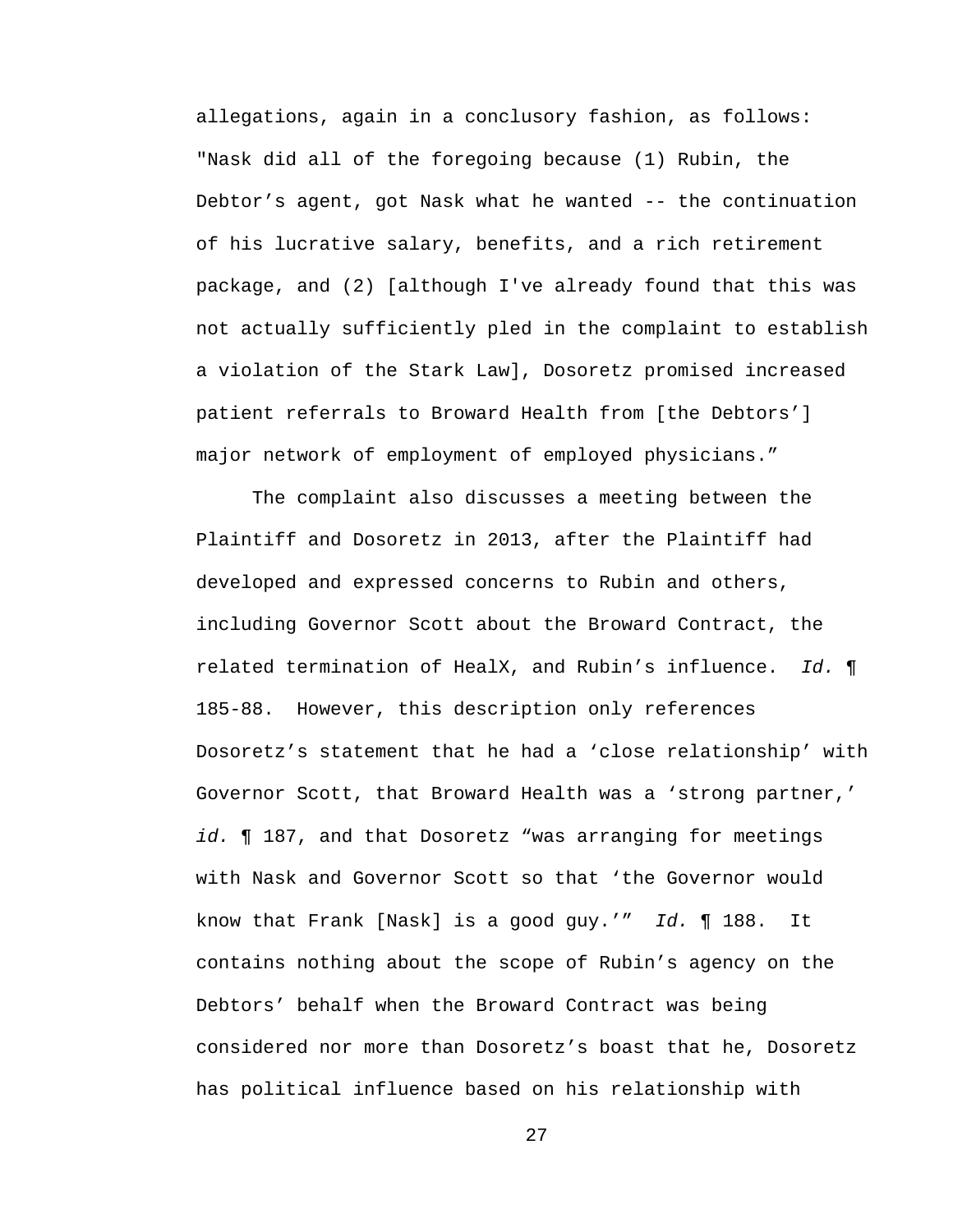allegations, again in a conclusory fashion, as follows: "Nask did all of the foregoing because (1) Rubin, the Debtor’s agent, got Nask what he wanted -- the continuation of his lucrative salary, benefits, and a rich retirement package, and (2) [although I've already found that this was not actually sufficiently pled in the complaint to establish a violation of the Stark Law], Dosoretz promised increased patient referrals to Broward Health from [the Debtors’] major network of employment of employed physicians.”

The complaint also discusses a meeting between the Plaintiff and Dosoretz in 2013, after the Plaintiff had developed and expressed concerns to Rubin and others, including Governor Scott about the Broward Contract, the related termination of HealX, and Rubin’s influence. *Id.* ¶ 185-88. However, this description only references Dosoretz’s statement that he had a ‘close relationship’ with Governor Scott, that Broward Health was a ‘strong partner,’ *id.* ¶ 187, and that Dosoretz “was arranging for meetings with Nask and Governor Scott so that ‘the Governor would know that Frank [Nask] is a good guy.’” *Id.* ¶ 188. It contains nothing about the scope of Rubin’s agency on the Debtors’ behalf when the Broward Contract was being considered nor more than Dosoretz’s boast that he, Dosoretz has political influence based on his relationship with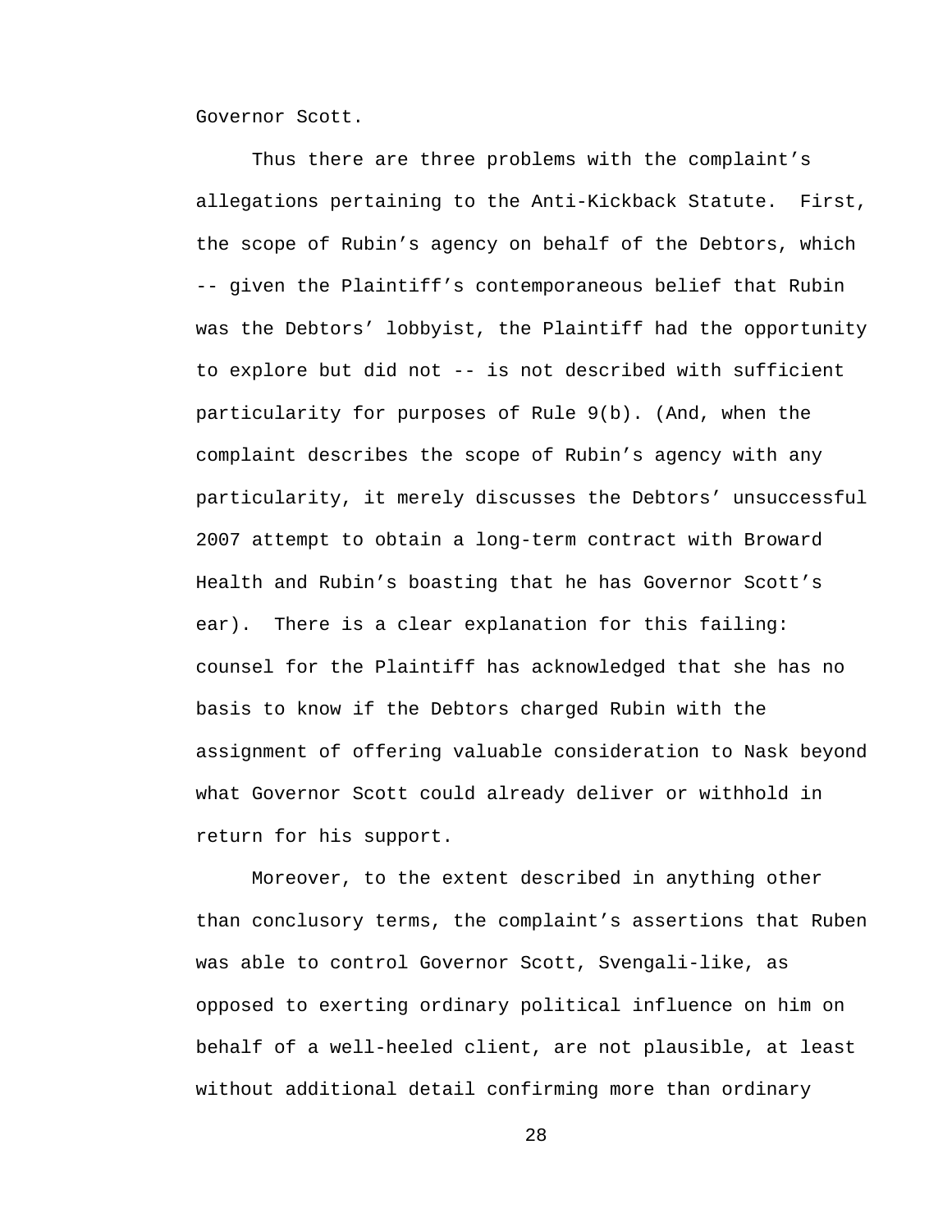Governor Scott.

Thus there are three problems with the complaint's allegations pertaining to the Anti-Kickback Statute. First, the scope of Rubin's agency on behalf of the Debtors, which -- given the Plaintiff's contemporaneous belief that Rubin was the Debtors' lobbyist, the Plaintiff had the opportunity to explore but did not -- is not described with sufficient particularity for purposes of Rule 9(b). (And, when the complaint describes the scope of Rubin's agency with any particularity, it merely discusses the Debtors' unsuccessful 2007 attempt to obtain a long-term contract with Broward Health and Rubin's boasting that he has Governor Scott's ear). There is a clear explanation for this failing: counsel for the Plaintiff has acknowledged that she has no basis to know if the Debtors charged Rubin with the assignment of offering valuable consideration to Nask beyond what Governor Scott could already deliver or withhold in return for his support.

Moreover, to the extent described in anything other than conclusory terms, the complaint's assertions that Ruben was able to control Governor Scott, Svengali-like, as opposed to exerting ordinary political influence on him on behalf of a well-heeled client, are not plausible, at least without additional detail confirming more than ordinary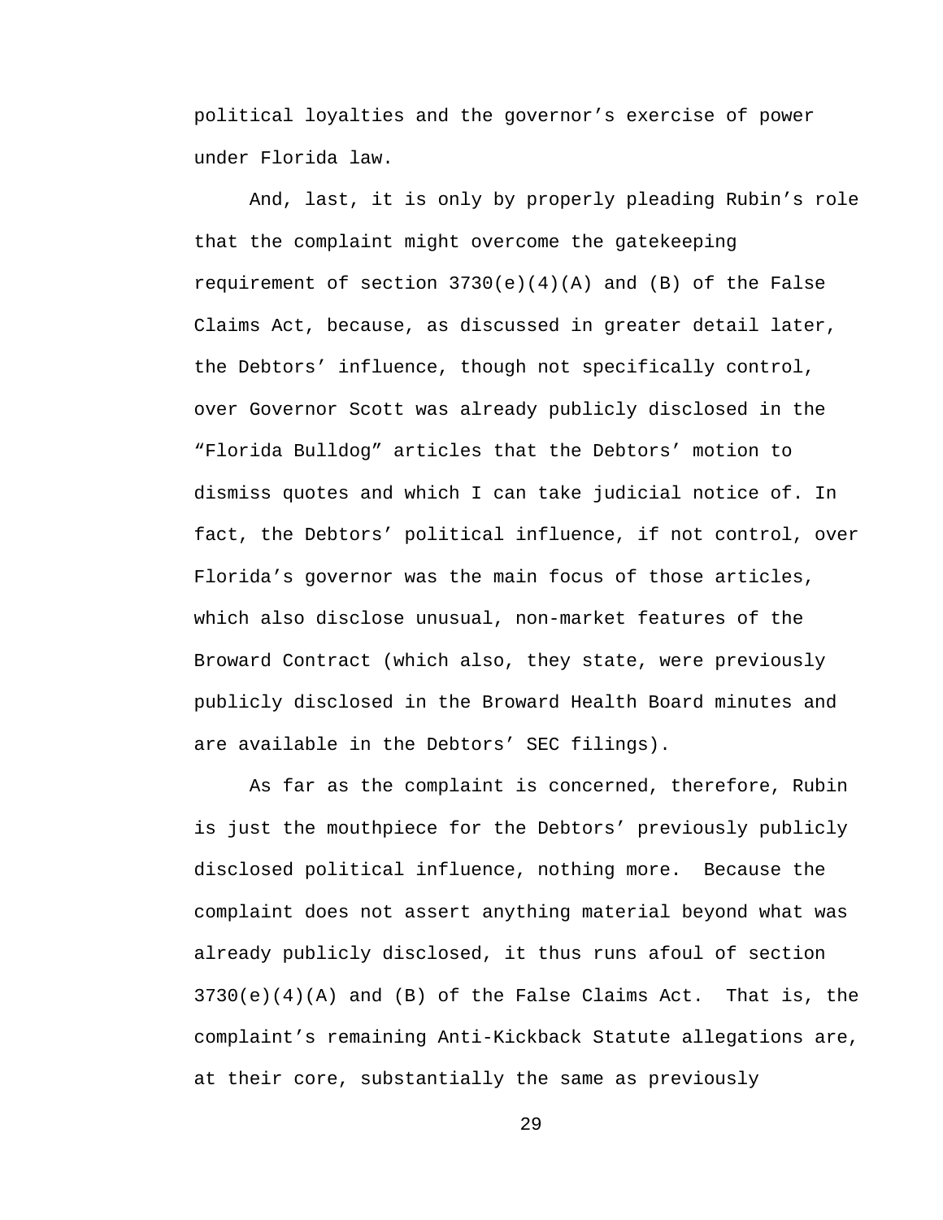political loyalties and the governor's exercise of power under Florida law.

And, last, it is only by properly pleading Rubin's role that the complaint might overcome the gatekeeping requirement of section 3730(e)(4)(A) and (B) of the False Claims Act, because, as discussed in greater detail later, the Debtors' influence, though not specifically control, over Governor Scott was already publicly disclosed in the "Florida Bulldog" articles that the Debtors' motion to dismiss quotes and which I can take judicial notice of. In fact, the Debtors' political influence, if not control, over Florida's governor was the main focus of those articles, which also disclose unusual, non-market features of the Broward Contract (which also, they state, were previously publicly disclosed in the Broward Health Board minutes and are available in the Debtors' SEC filings).

As far as the complaint is concerned, therefore, Rubin is just the mouthpiece for the Debtors' previously publicly disclosed political influence, nothing more. Because the complaint does not assert anything material beyond what was already publicly disclosed, it thus runs afoul of section 3730(e)(4)(A) and (B) of the False Claims Act. That is, the complaint's remaining Anti-Kickback Statute allegations are, at their core, substantially the same as previously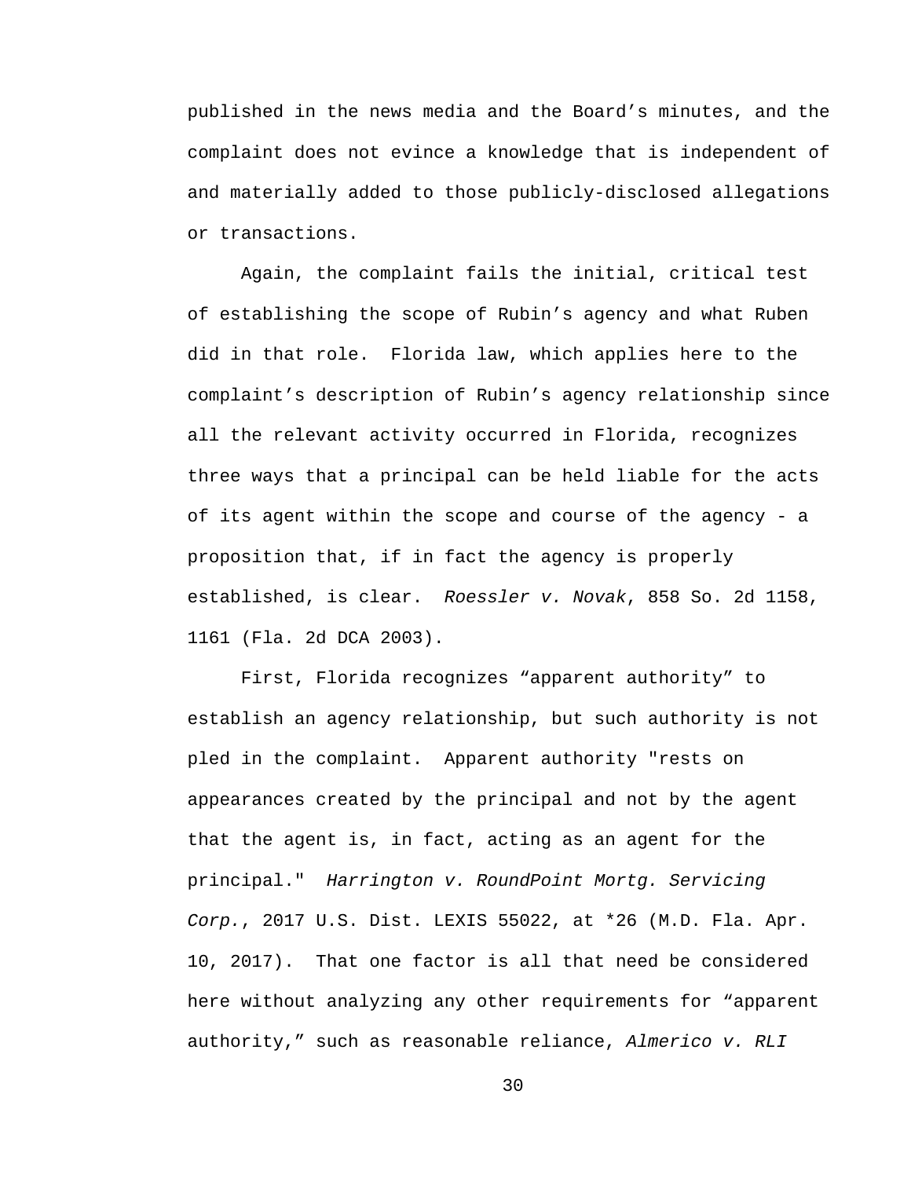published in the news media and the Board's minutes, and the complaint does not evince a knowledge that is independent of and materially added to those publicly-disclosed allegations or transactions.

Again, the complaint fails the initial, critical test of establishing the scope of Rubin's agency and what Ruben did in that role. Florida law, which applies here to the complaint's description of Rubin's agency relationship since all the relevant activity occurred in Florida, recognizes three ways that a principal can be held liable for the acts of its agent within the scope and course of the agency - a proposition that, if in fact the agency is properly established, is clear. *Roessler v. Novak*, 858 So. 2d 1158, 1161 (Fla. 2d DCA 2003).

First, Florida recognizes "apparent authority" to establish an agency relationship, but such authority is not pled in the complaint. Apparent authority "rests on appearances created by the principal and not by the agent that the agent is, in fact, acting as an agent for the principal." *Harrington v. RoundPoint Mortg. Servicing Corp.*, 2017 U.S. Dist. LEXIS 55022, at *26 (M.D. Fla. Apr. 10, 2017). That one factor is all that need be considered here without analyzing any other requirements for "apparent authority," such as reasonable reliance, *Almerico v. RLI*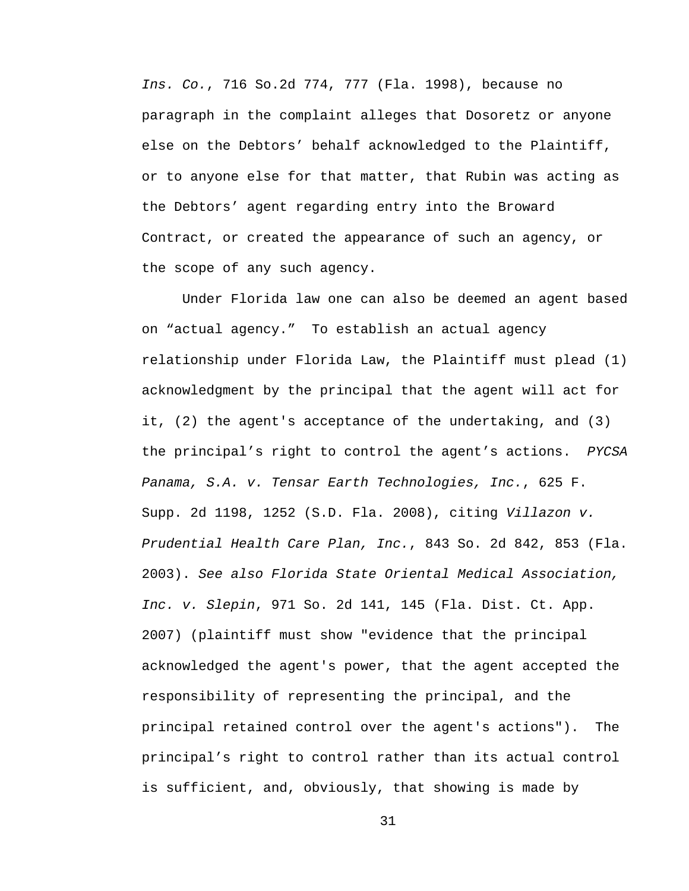*Ins. Co.*, 716 So.2d 774, 777 (Fla. 1998), because no paragraph in the complaint alleges that Dosoretz or anyone else on the Debtors' behalf acknowledged to the Plaintiff, or to anyone else for that matter, that Rubin was acting as the Debtors' agent regarding entry into the Broward Contract, or created the appearance of such an agency, or the scope of any such agency.

Under Florida law one can also be deemed an agent based on "actual agency." To establish an actual agency relationship under Florida Law, the Plaintiff must plead (1) acknowledgment by the principal that the agent will act for it, (2) the agent's acceptance of the undertaking, and (3) the principal's right to control the agent's actions. *PYCSA Panama, S.A. v. Tensar Earth Technologies, Inc.*, 625 F. Supp. 2d 1198, 1252 (S.D. Fla. 2008), citing *Villazon v. Prudential Health Care Plan, Inc.*, 843 So. 2d 842, 853 (Fla. 2003). *See also Florida State Oriental Medical Association, Inc. v. Slepin*, 971 So. 2d 141, 145 (Fla. Dist. Ct. App. 2007) (plaintiff must show "evidence that the principal acknowledged the agent's power, that the agent accepted the responsibility of representing the principal, and the principal retained control over the agent's actions"). The principal's right to control rather than its actual control is sufficient, and, obviously, that showing is made by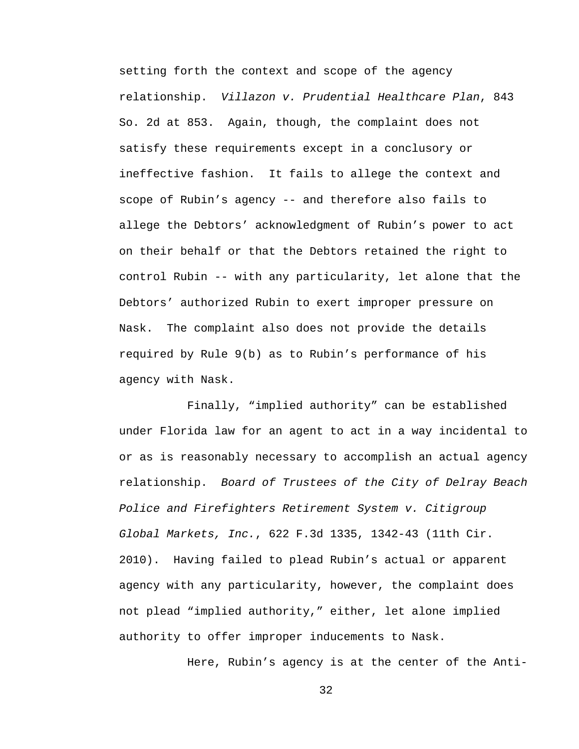setting forth the context and scope of the agency relationship. *Villazon v. Prudential Healthcare Plan*, 843 So. 2d at 853. Again, though, the complaint does not satisfy these requirements except in a conclusory or ineffective fashion. It fails to allege the context and scope of Rubin's agency -- and therefore also fails to allege the Debtors' acknowledgment of Rubin's power to act on their behalf or that the Debtors retained the right to control Rubin -- with any particularity, let alone that the Debtors' authorized Rubin to exert improper pressure on Nask. The complaint also does not provide the details required by Rule 9(b) as to Rubin's performance of his agency with Nask.

Finally, "implied authority" can be established under Florida law for an agent to act in a way incidental to or as is reasonably necessary to accomplish an actual agency relationship. *Board of Trustees of the City of Delray Beach Police and Firefighters Retirement System v. Citigroup Global Markets, Inc.*, 622 F.3d 1335, 1342-43 (11th Cir. 2010). Having failed to plead Rubin's actual or apparent agency with any particularity, however, the complaint does not plead "implied authority," either, let alone implied authority to offer improper inducements to Nask.

Here, Rubin's agency is at the center of the Anti-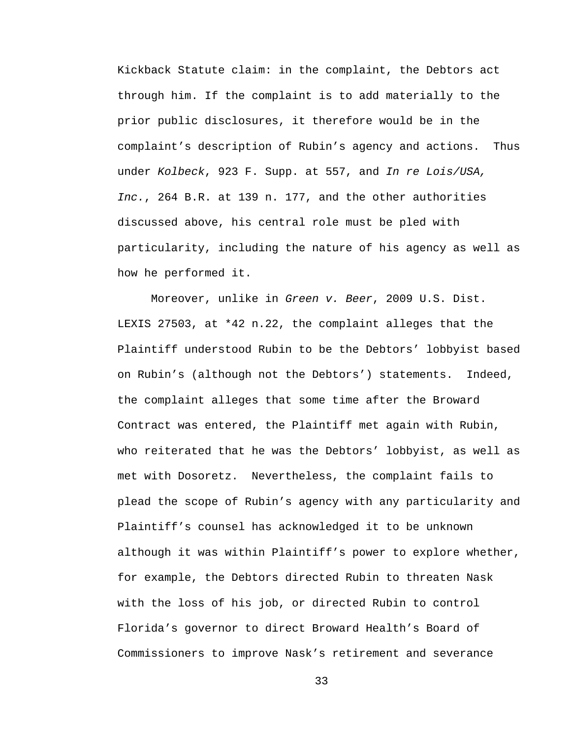Kickback Statute claim: in the complaint, the Debtors act through him. If the complaint is to add materially to the prior public disclosures, it therefore would be in the complaint's description of Rubin's agency and actions. Thus under *Kolbeck*, 923 F. Supp. at 557, and *In re Lois/USA, Inc.*, 264 B.R. at 139 n. 177, and the other authorities discussed above, his central role must be pled with particularity, including the nature of his agency as well as how he performed it.

Moreover, unlike in *Green v. Beer*, 2009 U.S. Dist. LEXIS 27503, at *42 n.22, the complaint alleges that the Plaintiff understood Rubin to be the Debtors' lobbyist based on Rubin's (although not the Debtors') statements. Indeed, the complaint alleges that some time after the Broward Contract was entered, the Plaintiff met again with Rubin, who reiterated that he was the Debtors' lobbyist, as well as met with Dosoretz. Nevertheless, the complaint fails to plead the scope of Rubin's agency with any particularity and Plaintiff's counsel has acknowledged it to be unknown although it was within Plaintiff's power to explore whether, for example, the Debtors directed Rubin to threaten Nask with the loss of his job, or directed Rubin to control Florida's governor to direct Broward Health's Board of Commissioners to improve Nask's retirement and severance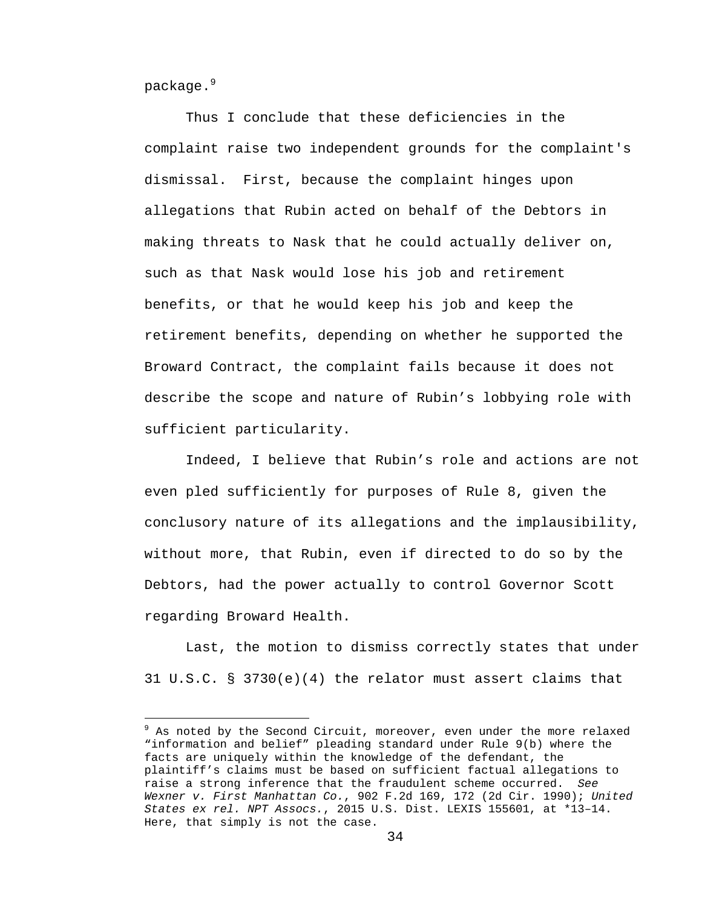package.[9]

Thus I conclude that these deficiencies in the complaint raise two independent grounds for the complaint's dismissal. First, because the complaint hinges upon allegations that Rubin acted on behalf of the Debtors in making threats to Nask that he could actually deliver on, such as that Nask would lose his job and retirement benefits, or that he would keep his job and keep the retirement benefits, depending on whether he supported the Broward Contract, the complaint fails because it does not describe the scope and nature of Rubin's lobbying role with sufficient particularity.

Indeed, I believe that Rubin's role and actions are not even pled sufficiently for purposes of Rule 8, given the conclusory nature of its allegations and the implausibility, without more, that Rubin, even if directed to do so by the Debtors, had the power actually to control Governor Scott regarding Broward Health.

Last, the motion to dismiss correctly states that under 31 U.S.C. § 3730(e)(4) the relator must assert claims that

[9] As noted by the Second Circuit, moreover, even under the more relaxed "information and belief" pleading standard under Rule 9(b) where the facts are uniquely within the knowledge of the defendant, the plaintiff's claims must be based on sufficient factual allegations to raise a strong inference that the fraudulent scheme occurred. *See Wexner v. First Manhattan Co.*, 902 F.2d 169, 172 (2d Cir. 1990); *United States ex rel. NPT Assocs.*, 2015 U.S. Dist. LEXIS 155601, at *13–14. Here, that simply is not the case.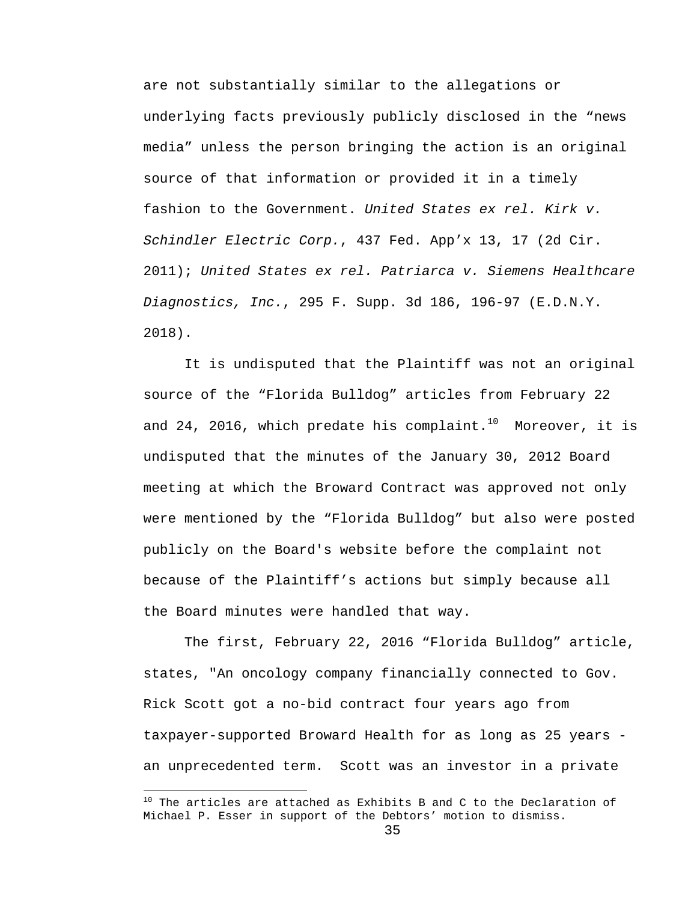are not substantially similar to the allegations or underlying facts previously publicly disclosed in the "news media" unless the person bringing the action is an original source of that information or provided it in a timely fashion to the Government. *United States ex rel. Kirk v. Schindler Electric Corp.*, 437 Fed. App'x 13, 17 (2d Cir. 2011); *United States ex rel. Patriarca v. Siemens Healthcare Diagnostics, Inc.*, 295 F. Supp. 3d 186, 196-97 (E.D.N.Y. 2018).

It is undisputed that the Plaintiff was not an original source of the "Florida Bulldog" articles from February 22 and 24, 2016, which predate his complaint.[10] Moreover, it is undisputed that the minutes of the January 30, 2012 Board meeting at which the Broward Contract was approved not only were mentioned by the "Florida Bulldog" but also were posted publicly on the Board's website before the complaint not because of the Plaintiff's actions but simply because all the Board minutes were handled that way.

The first, February 22, 2016 "Florida Bulldog" article, states, "An oncology company financially connected to Gov. Rick Scott got a no-bid contract four years ago from taxpayer-supported Broward Health for as long as 25 years - an unprecedented term. Scott was an investor in a private

---

[10] The articles are attached as Exhibits B and C to the Declaration of Michael P. Esser in support of the Debtors' motion to dismiss.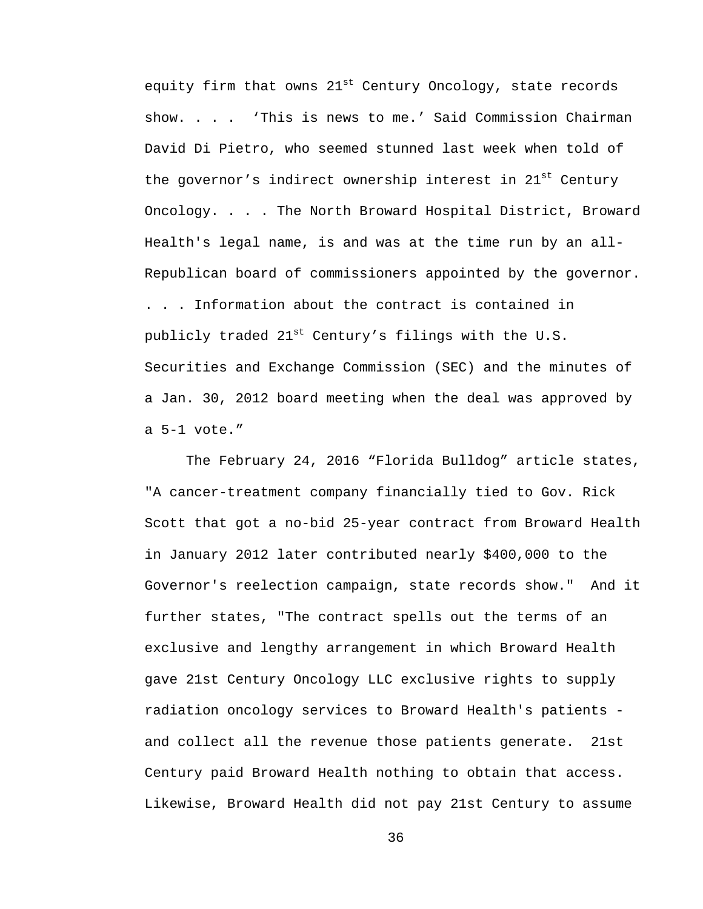equity firm that owns 21st Century Oncology, state records show. . . . 'This is news to me.' Said Commission Chairman David Di Pietro, who seemed stunned last week when told of the governor's indirect ownership interest in 21st Century Oncology. . . . The North Broward Hospital District, Broward Health's legal name, is and was at the time run by an all-Republican board of commissioners appointed by the governor. . . . Information about the contract is contained in publicly traded 21st Century's filings with the U.S. Securities and Exchange Commission (SEC) and the minutes of a Jan. 30, 2012 board meeting when the deal was approved by a 5-1 vote."

The February 24, 2016 "Florida Bulldog" article states, "A cancer-treatment company financially tied to Gov. Rick Scott that got a no-bid 25-year contract from Broward Health in January 2012 later contributed nearly $400,000 to the Governor's reelection campaign, state records show." And it further states, "The contract spells out the terms of an exclusive and lengthy arrangement in which Broward Health gave 21st Century Oncology LLC exclusive rights to supply radiation oncology services to Broward Health's patients - and collect all the revenue those patients generate. 21st Century paid Broward Health nothing to obtain that access. Likewise, Broward Health did not pay 21st Century to assume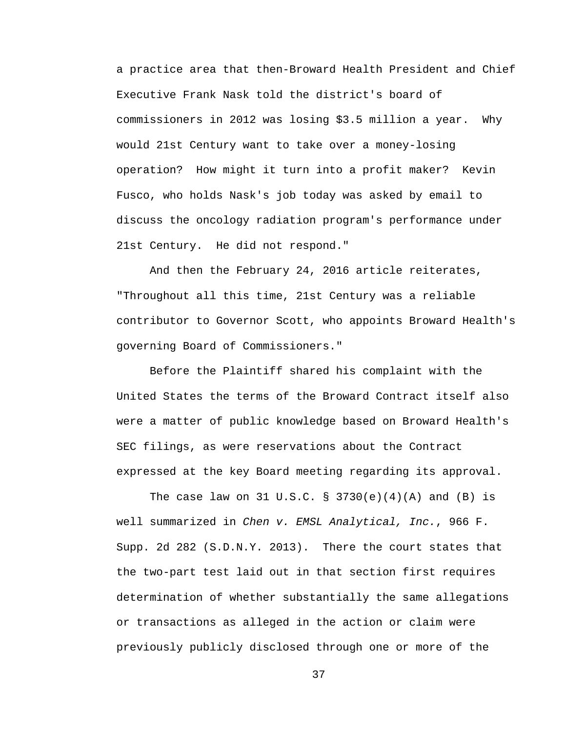a practice area that then-Broward Health President and Chief Executive Frank Nask told the district's board of commissioners in 2012 was losing $3.5 million a year. Why would 21st Century want to take over a money-losing operation? How might it turn into a profit maker? Kevin Fusco, who holds Nask's job today was asked by email to discuss the oncology radiation program's performance under 21st Century. He did not respond."

And then the February 24, 2016 article reiterates, "Throughout all this time, 21st Century was a reliable contributor to Governor Scott, who appoints Broward Health's governing Board of Commissioners."

Before the Plaintiff shared his complaint with the United States the terms of the Broward Contract itself also were a matter of public knowledge based on Broward Health's SEC filings, as were reservations about the Contract expressed at the key Board meeting regarding its approval.

The case law on 31 U.S.C. § 3730(e)(4)(A) and (B) is well summarized in *Chen v. EMSL Analytical, Inc.*, 966 F. Supp. 2d 282 (S.D.N.Y. 2013). There the court states that the two-part test laid out in that section first requires determination of whether substantially the same allegations or transactions as alleged in the action or claim were previously publicly disclosed through one or more of the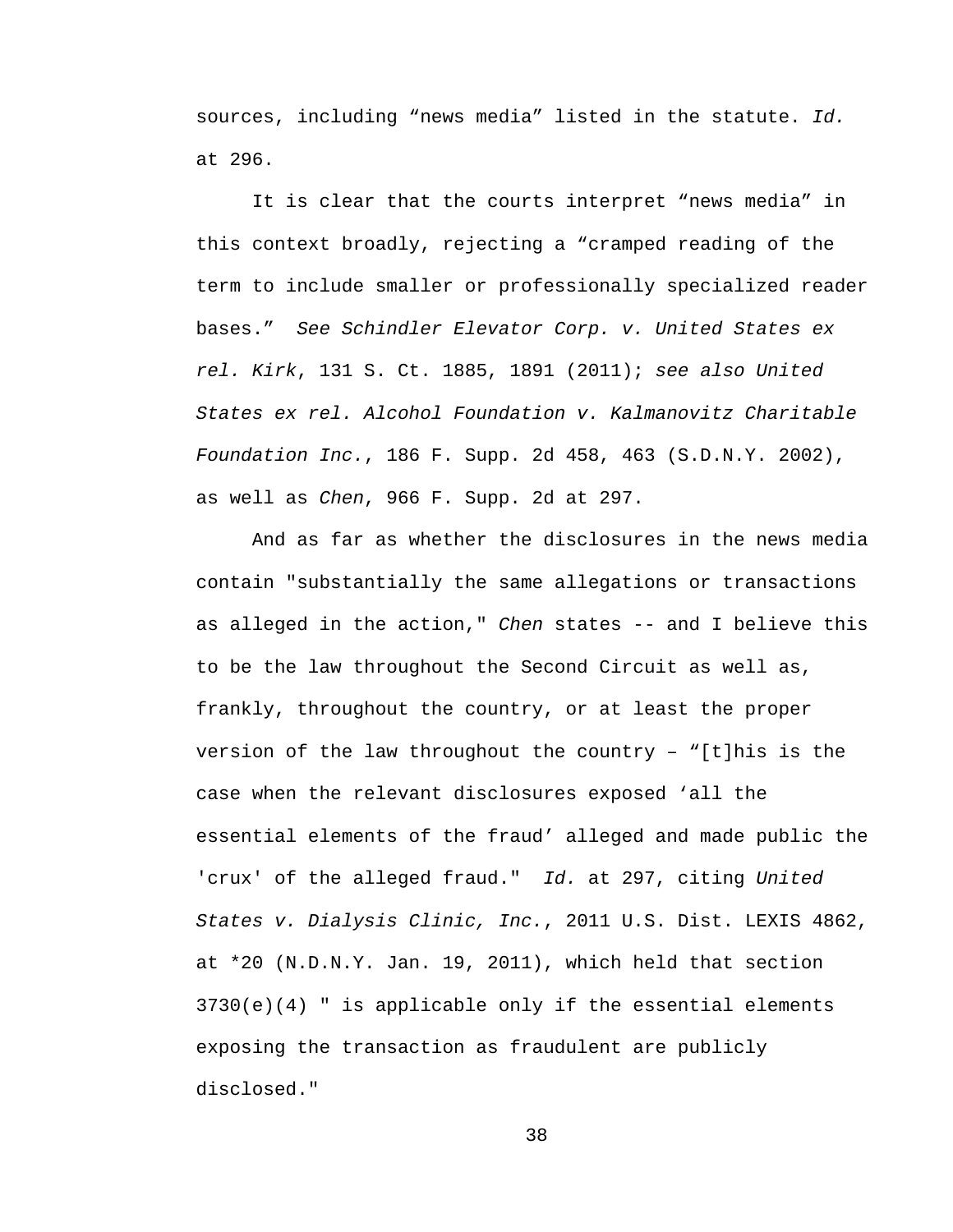sources, including “news media” listed in the statute. *Id.* at 296.

It is clear that the courts interpret “news media” in this context broadly, rejecting a “cramped reading of the term to include smaller or professionally specialized reader bases.” *See Schindler Elevator Corp. v. United States ex rel. Kirk*, 131 S. Ct. 1885, 1891 (2011); *see also United States ex rel. Alcohol Foundation v. Kalmanovitz Charitable Foundation Inc.*, 186 F. Supp. 2d 458, 463 (S.D.N.Y. 2002), as well as *Chen*, 966 F. Supp. 2d at 297.

And as far as whether the disclosures in the news media contain "substantially the same allegations or transactions as alleged in the action," *Chen* states -- and I believe this to be the law throughout the Second Circuit as well as, frankly, throughout the country, or at least the proper version of the law throughout the country – “[t]his is the case when the relevant disclosures exposed ‘all the essential elements of the fraud’ alleged and made public the 'crux' of the alleged fraud." *Id.* at 297, citing *United States v. Dialysis Clinic, Inc.*, 2011 U.S. Dist. LEXIS 4862, at *20 (N.D.N.Y. Jan. 19, 2011), which held that section 3730(e)(4) " is applicable only if the essential elements exposing the transaction as fraudulent are publicly disclosed."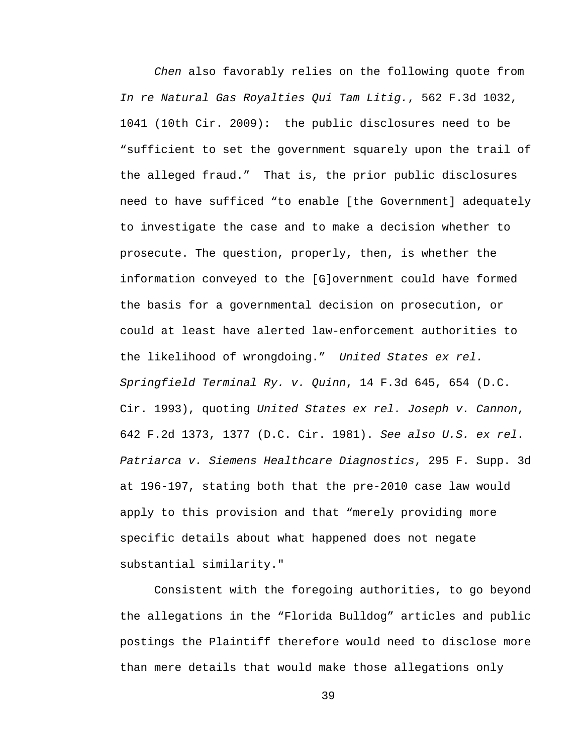*Chen* also favorably relies on the following quote from *In re Natural Gas Royalties Qui Tam Litig.*, 562 F.3d 1032, 1041 (10th Cir. 2009): the public disclosures need to be "sufficient to set the government squarely upon the trail of the alleged fraud." That is, the prior public disclosures need to have sufficed "to enable [the Government] adequately to investigate the case and to make a decision whether to prosecute. The question, properly, then, is whether the information conveyed to the [G]overnment could have formed the basis for a governmental decision on prosecution, or could at least have alerted law-enforcement authorities to the likelihood of wrongdoing." *United States ex rel. Springfield Terminal Ry. v. Quinn*, 14 F.3d 645, 654 (D.C. Cir. 1993), quoting *United States ex rel. Joseph v. Cannon*, 642 F.2d 1373, 1377 (D.C. Cir. 1981). *See also U.S. ex rel. Patriarca v. Siemens Healthcare Diagnostics*, 295 F. Supp. 3d at 196-197, stating both that the pre-2010 case law would apply to this provision and that "merely providing more specific details about what happened does not negate substantial similarity."

Consistent with the foregoing authorities, to go beyond the allegations in the "Florida Bulldog" articles and public postings the Plaintiff therefore would need to disclose more than mere details that would make those allegations only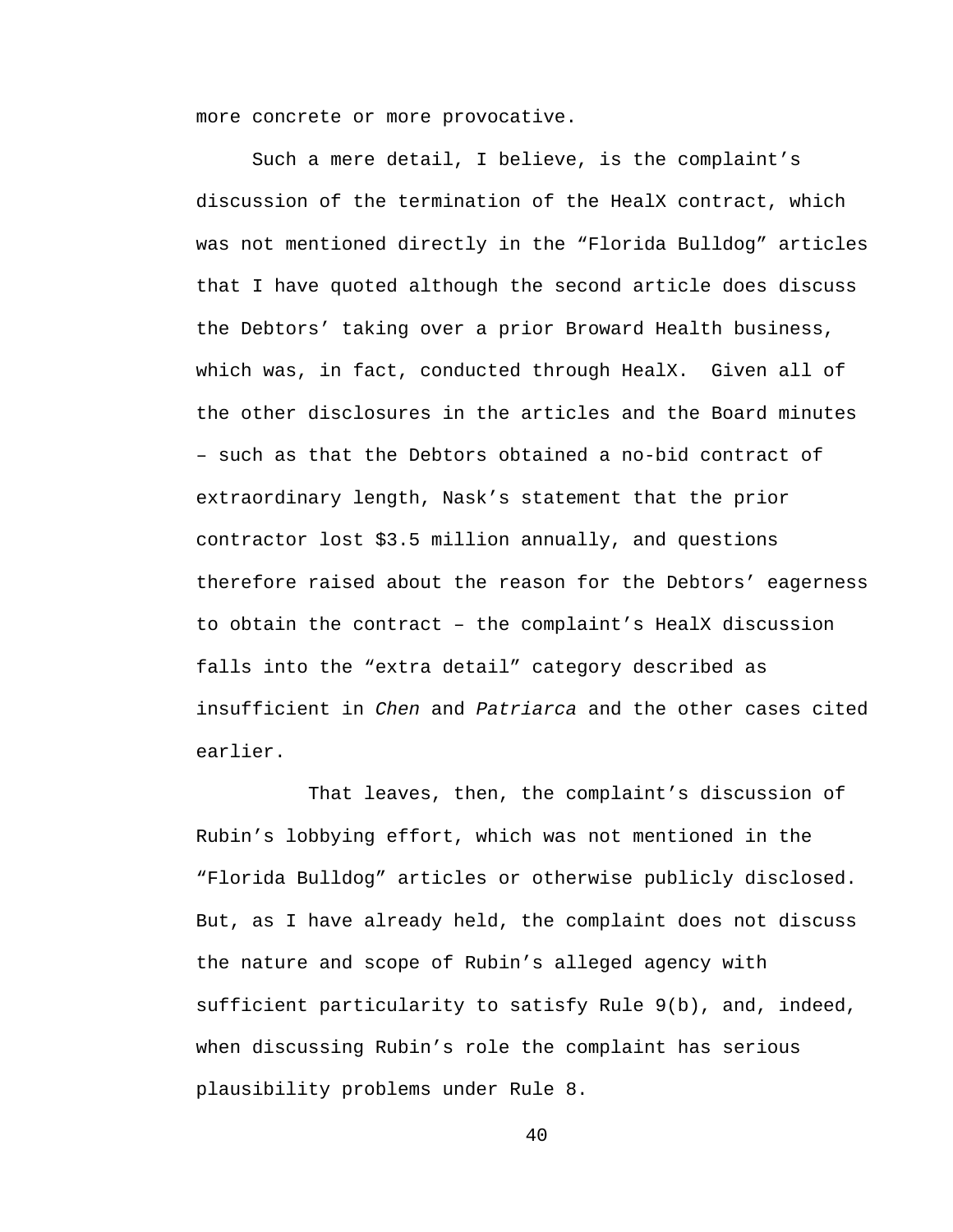more concrete or more provocative.

Such a mere detail, I believe, is the complaint's discussion of the termination of the HealX contract, which was not mentioned directly in the "Florida Bulldog" articles that I have quoted although the second article does discuss the Debtors' taking over a prior Broward Health business, which was, in fact, conducted through HealX. Given all of the other disclosures in the articles and the Board minutes – such as that the Debtors obtained a no-bid contract of extraordinary length, Nask's statement that the prior contractor lost $3.5 million annually, and questions therefore raised about the reason for the Debtors' eagerness to obtain the contract – the complaint's HealX discussion falls into the "extra detail" category described as insufficient in *Chen* and *Patriarca* and the other cases cited earlier.

That leaves, then, the complaint's discussion of Rubin's lobbying effort, which was not mentioned in the "Florida Bulldog" articles or otherwise publicly disclosed. But, as I have already held, the complaint does not discuss the nature and scope of Rubin's alleged agency with sufficient particularity to satisfy Rule 9(b), and, indeed, when discussing Rubin's role the complaint has serious plausibility problems under Rule 8.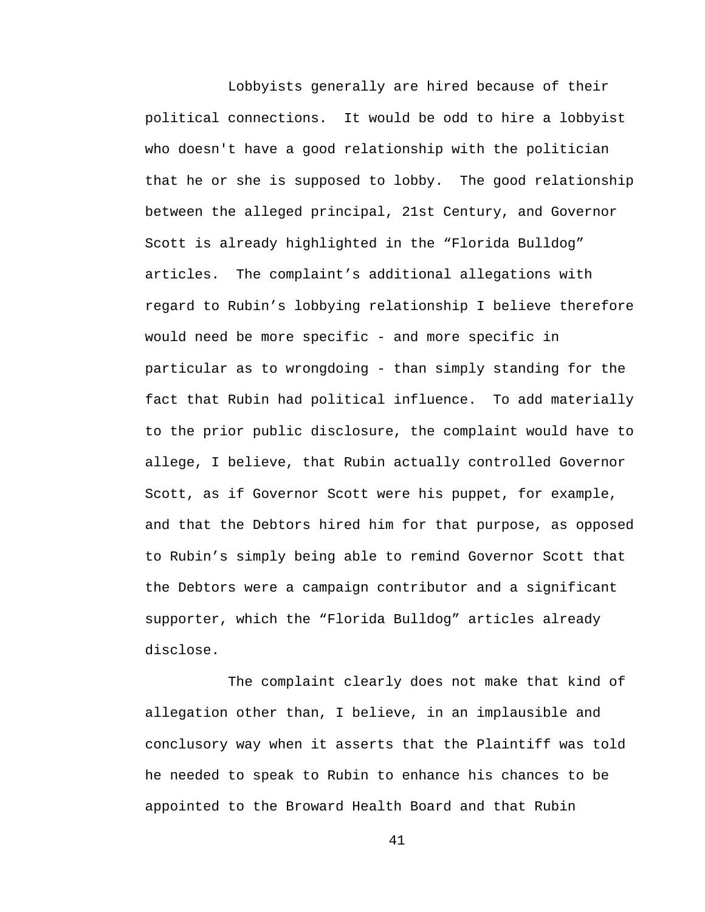Lobbyists generally are hired because of their political connections. It would be odd to hire a lobbyist who doesn't have a good relationship with the politician that he or she is supposed to lobby. The good relationship between the alleged principal, 21st Century, and Governor Scott is already highlighted in the “Florida Bulldog” articles. The complaint’s additional allegations with regard to Rubin’s lobbying relationship I believe therefore would need be more specific - and more specific in particular as to wrongdoing - than simply standing for the fact that Rubin had political influence. To add materially to the prior public disclosure, the complaint would have to allege, I believe, that Rubin actually controlled Governor Scott, as if Governor Scott were his puppet, for example, and that the Debtors hired him for that purpose, as opposed to Rubin’s simply being able to remind Governor Scott that the Debtors were a campaign contributor and a significant supporter, which the “Florida Bulldog” articles already disclose.

The complaint clearly does not make that kind of allegation other than, I believe, in an implausible and conclusory way when it asserts that the Plaintiff was told he needed to speak to Rubin to enhance his chances to be appointed to the Broward Health Board and that Rubin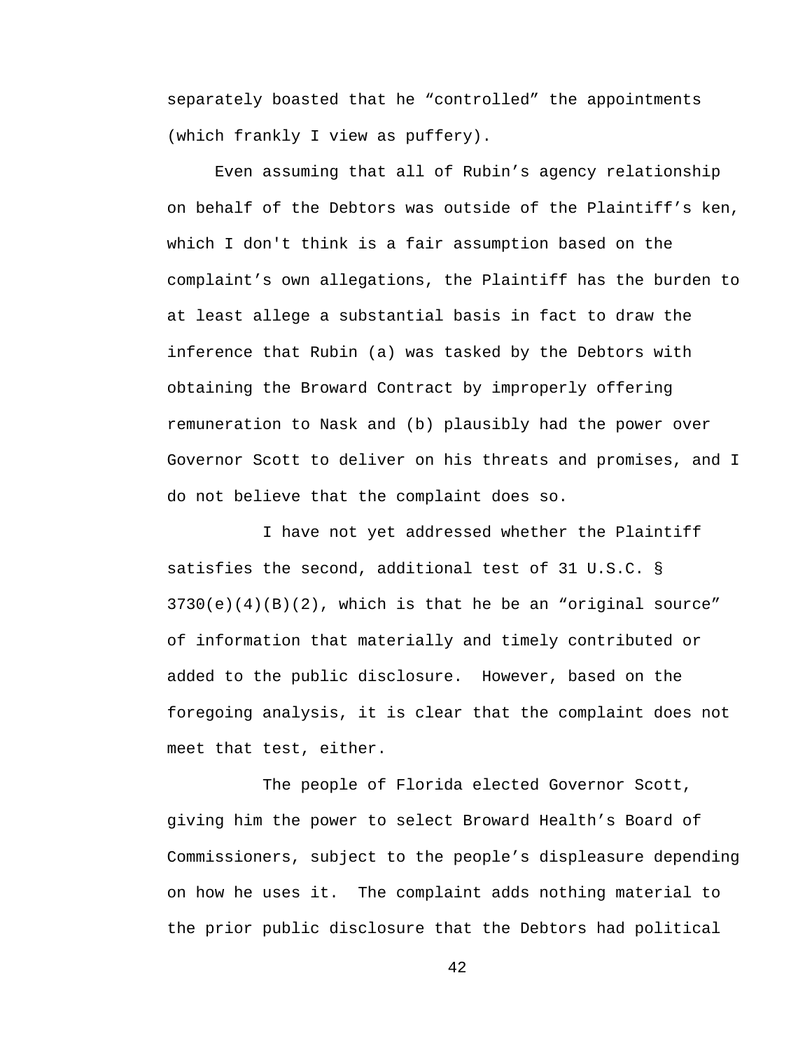separately boasted that he "controlled" the appointments (which frankly I view as puffery).

Even assuming that all of Rubin's agency relationship on behalf of the Debtors was outside of the Plaintiff's ken, which I don't think is a fair assumption based on the complaint's own allegations, the Plaintiff has the burden to at least allege a substantial basis in fact to draw the inference that Rubin (a) was tasked by the Debtors with obtaining the Broward Contract by improperly offering remuneration to Nask and (b) plausibly had the power over Governor Scott to deliver on his threats and promises, and I do not believe that the complaint does so.

I have not yet addressed whether the Plaintiff satisfies the second, additional test of 31 U.S.C. § 3730(e)(4)(B)(2), which is that he be an "original source" of information that materially and timely contributed or added to the public disclosure. However, based on the foregoing analysis, it is clear that the complaint does not meet that test, either.

The people of Florida elected Governor Scott, giving him the power to select Broward Health's Board of Commissioners, subject to the people's displeasure depending on how he uses it. The complaint adds nothing material to the prior public disclosure that the Debtors had political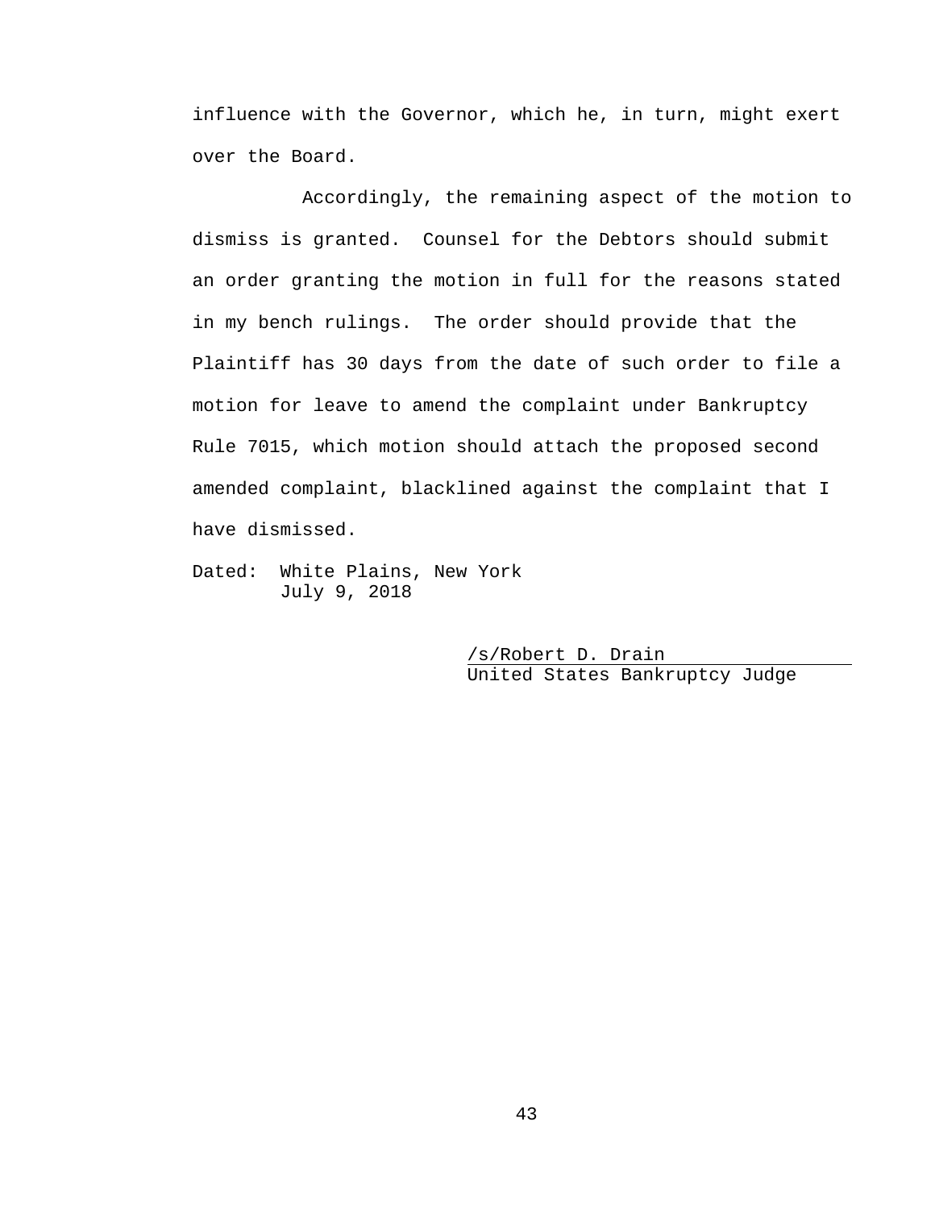influence with the Governor, which he, in turn, might exert over the Board.

Accordingly, the remaining aspect of the motion to dismiss is granted. Counsel for the Debtors should submit an order granting the motion in full for the reasons stated in my bench rulings. The order should provide that the Plaintiff has 30 days from the date of such order to file a motion for leave to amend the complaint under Bankruptcy Rule 7015, which motion should attach the proposed second amended complaint, blacklined against the complaint that I have dismissed.

Dated: White Plains, New York
July 9, 2018

/s/Robert D. Drain
United States Bankruptcy Judge